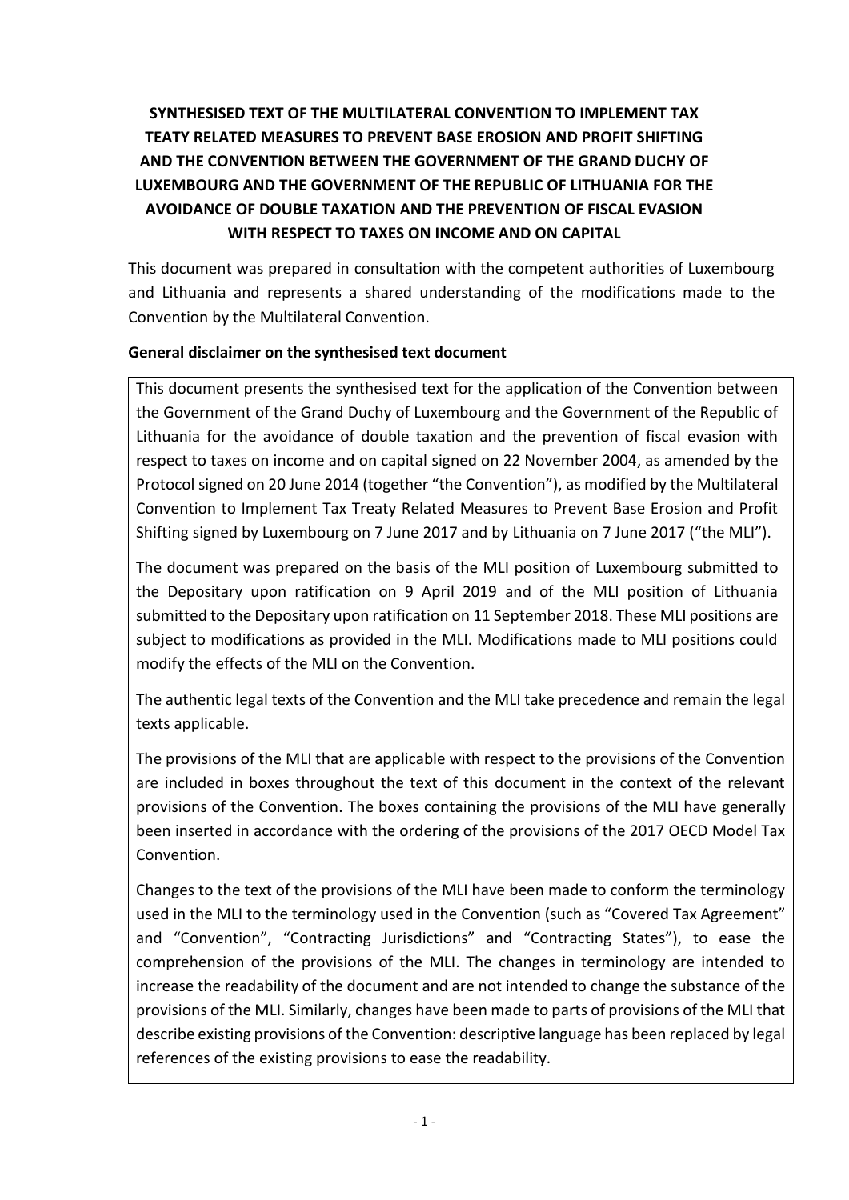# SYNTHESISED TEXT OF THE MULTILATERAL CONVENTION TO IMPLEMENT TAX TEATY RELATED MEASURES TO PREVENT BASE EROSION AND PROFIT SHIFTING AND THE CONVENTION BETWEEN THE GOVERNMENT OF THE GRAND DUCHY OF LUXEMBOURG AND THE GOVERNMENT OF THE REPUBLIC OF LITHUANIA FOR THE AVOIDANCE OF DOUBLE TAXATION AND THE PREVENTION OF FISCAL EVASION WITH RESPECT TO TAXES ON INCOME AND ON CAPITAL

This document was prepared in consultation with the competent authorities of Luxembourg and Lithuania and represents a shared understanding of the modifications made to the Convention by the Multilateral Convention.

**General disclaimer on the synthesised text document**

This document presents the synthesised text for the application of the Convention between the Government of the Grand Duchy of Luxembourg and the Government of the Republic of Lithuania for the avoidance of double taxation and the prevention of fiscal evasion with respect to taxes on income and on capital signed on 22 November 2004, as amended by the Protocol signed on 20 June 2014 (together "the Convention"), as modified by the Multilateral Convention to Implement Tax Treaty Related Measures to Prevent Base Erosion and Profit Shifting signed by Luxembourg on 7 June 2017 and by Lithuania on 7 June 2017 ("the MLI").

The document was prepared on the basis of the MLI position of Luxembourg submitted to the Depositary upon ratification on 9 April 2019 and of the MLI position of Lithuania submitted to the Depositary upon ratification on 11 September 2018. These MLI positions are subject to modifications as provided in the MLI. Modifications made to MLI positions could modify the effects of the MLI on the Convention.

The authentic legal texts of the Convention and the MLI take precedence and remain the legal texts applicable.

The provisions of the MLI that are applicable with respect to the provisions of the Convention are included in boxes throughout the text of this document in the context of the relevant provisions of the Convention. The boxes containing the provisions of the MLI have generally been inserted in accordance with the ordering of the provisions of the 2017 OECD Model Tax Convention.

Changes to the text of the provisions of the MLI have been made to conform the terminology used in the MLI to the terminology used in the Convention (such as "Covered Tax Agreement" and "Convention", "Contracting Jurisdictions" and "Contracting States"), to ease the comprehension of the provisions of the MLI. The changes in terminology are intended to increase the readability of the document and are not intended to change the substance of the provisions of the MLI. Similarly, changes have been made to parts of provisions of the MLI that describe existing provisions of the Convention: descriptive language has been replaced by legal references of the existing provisions to ease the readability.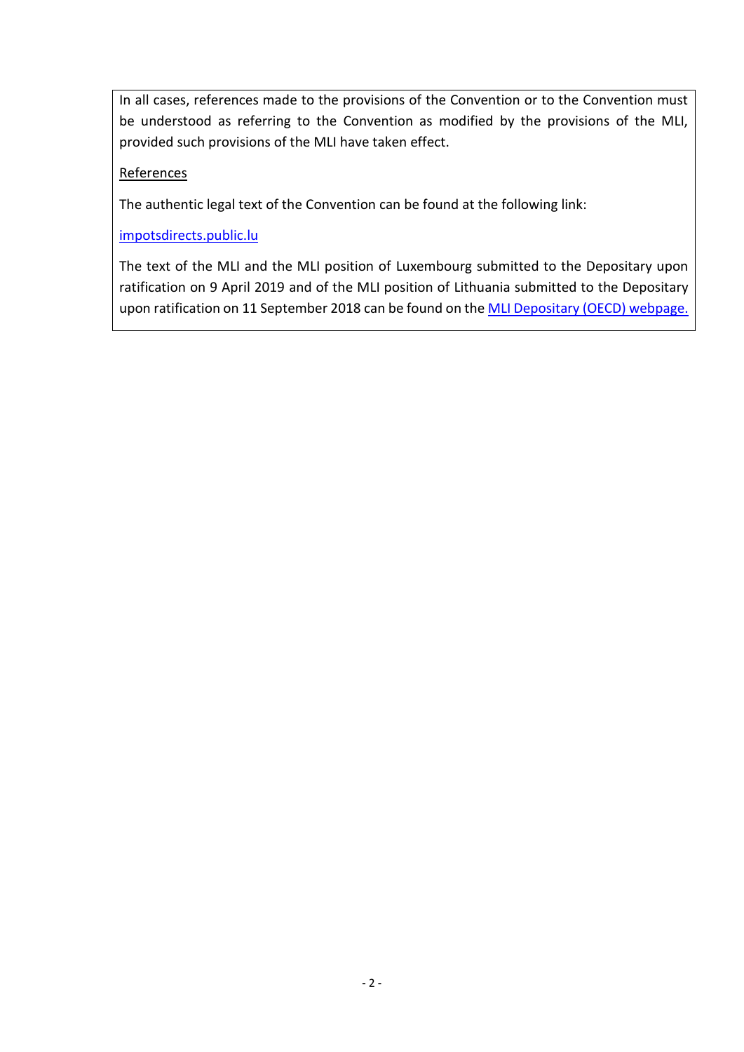In all cases, references made to the provisions of the Convention or to the Convention must be understood as referring to the Convention as modified by the provisions of the MLI, provided such provisions of the MLI have taken effect.

References

The authentic legal text of the Convention can be found at the following link:

[impotsdirects.public.lu](impotsdirects.public.lu)

The text of the MLI and the MLI position of Luxembourg submitted to the Depositary upon ratification on 9 April 2019 and of the MLI position of Lithuania submitted to the Depositary upon ratification on 11 September 2018 can be found on the MLI Depositary (OECD) webpage.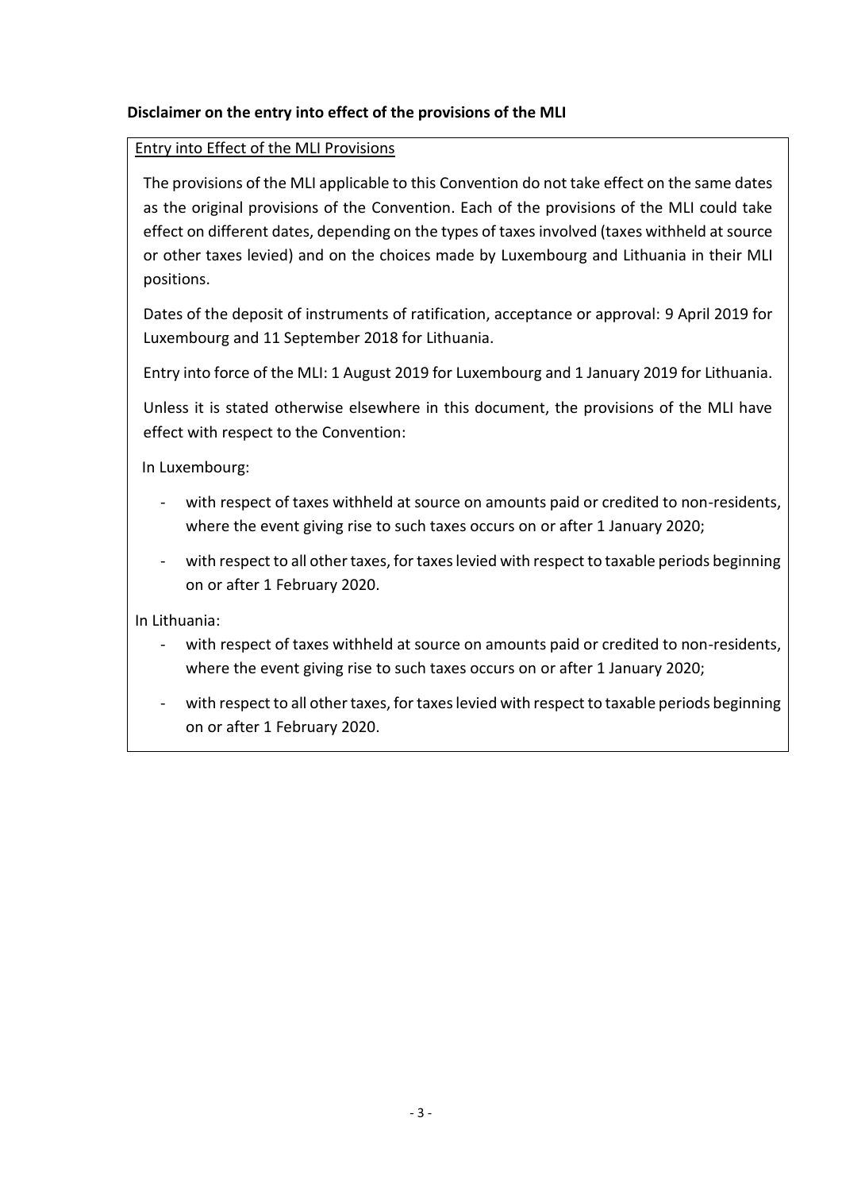**Disclaimer on the entry into effect of the provisions of the MLI**

Entry into Effect of the MLI Provisions

The provisions of the MLI applicable to this Convention do not take effect on the same dates as the original provisions of the Convention. Each of the provisions of the MLI could take effect on different dates, depending on the types of taxes involved (taxes withheld at source or other taxes levied) and on the choices made by Luxembourg and Lithuania in their MLI positions.

Dates of the deposit of instruments of ratification, acceptance or approval: 9 April 2019 for Luxembourg and 11 September 2018 for Lithuania.

Entry into force of the MLI: 1 August 2019 for Luxembourg and 1 January 2019 for Lithuania.

Unless it is stated otherwise elsewhere in this document, the provisions of the MLI have effect with respect to the Convention:

In Luxembourg:

- with respect of taxes withheld at source on amounts paid or credited to non-residents, where the event giving rise to such taxes occurs on or after 1 January 2020;
- with respect to all other taxes, for taxes levied with respect to taxable periods beginning on or after 1 February 2020.

In Lithuania:

- with respect of taxes withheld at source on amounts paid or credited to non-residents, where the event giving rise to such taxes occurs on or after 1 January 2020;
- with respect to all other taxes, for taxes levied with respect to taxable periods beginning on or after 1 February 2020.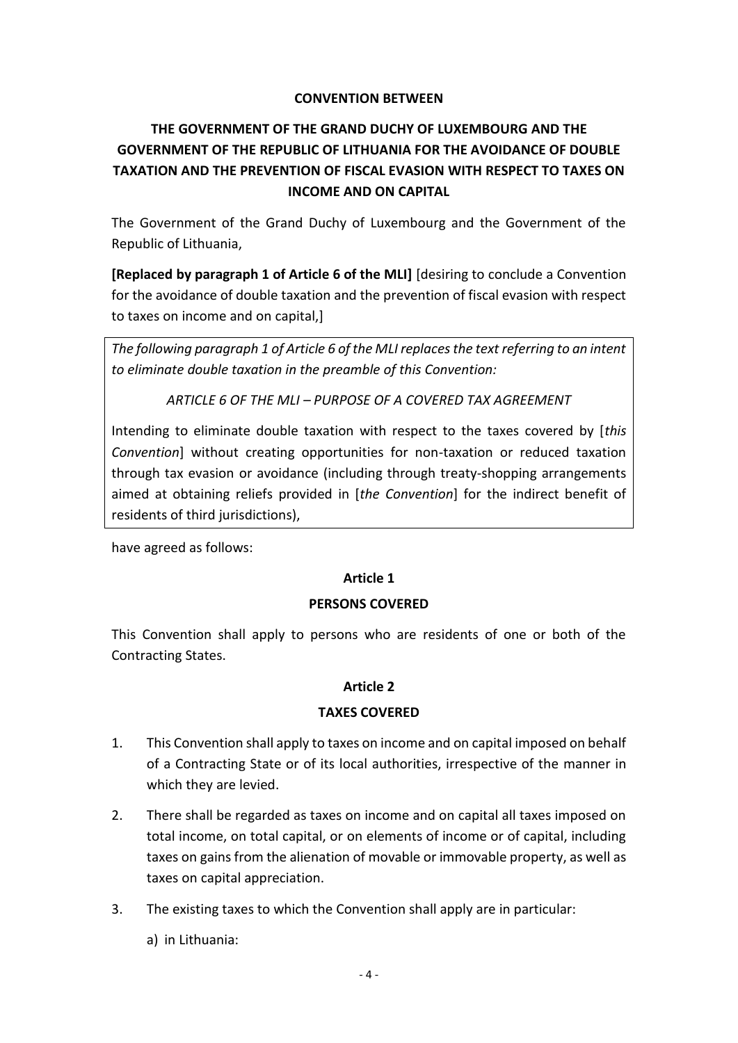**CONVENTION BETWEEN**

# THE GOVERNMENT OF THE GRAND DUCHY OF LUXEMBOURG AND THE GOVERNMENT OF THE REPUBLIC OF LITHUANIA FOR THE AVOIDANCE OF DOUBLE TAXATION AND THE PREVENTION OF FISCAL EVASION WITH RESPECT TO TAXES ON INCOME AND ON CAPITAL

The Government of the Grand Duchy of Luxembourg and the Government of the Republic of Lithuania,

**[Replaced by paragraph 1 of Article 6 of the MLI]** [desiring to conclude a Convention for the avoidance of double taxation and the prevention of fiscal evasion with respect to taxes on income and on capital,]

> *The following paragraph 1 of Article 6 of the MLI replaces the text referring to an intent to eliminate double taxation in the preamble of this Convention:*
>
> *ARTICLE 6 OF THE MLI – PURPOSE OF A COVERED TAX AGREEMENT*
>
> Intending to eliminate double taxation with respect to the taxes covered by [*this Convention*] without creating opportunities for non-taxation or reduced taxation through tax evasion or avoidance (including through treaty-shopping arrangements aimed at obtaining reliefs provided in [*the Convention*] for the indirect benefit of residents of third jurisdictions),

have agreed as follows:

## Article 1

### PERSONS COVERED

This Convention shall apply to persons who are residents of one or both of the Contracting States.

## Article 2

### TAXES COVERED

1. This Convention shall apply to taxes on income and on capital imposed on behalf of a Contracting State or of its local authorities, irrespective of the manner in which they are levied.

2. There shall be regarded as taxes on income and on capital all taxes imposed on total income, on total capital, or on elements of income or of capital, including taxes on gains from the alienation of movable or immovable property, as well as taxes on capital appreciation.

3. The existing taxes to which the Convention shall apply are in particular:

   a) in Lithuania: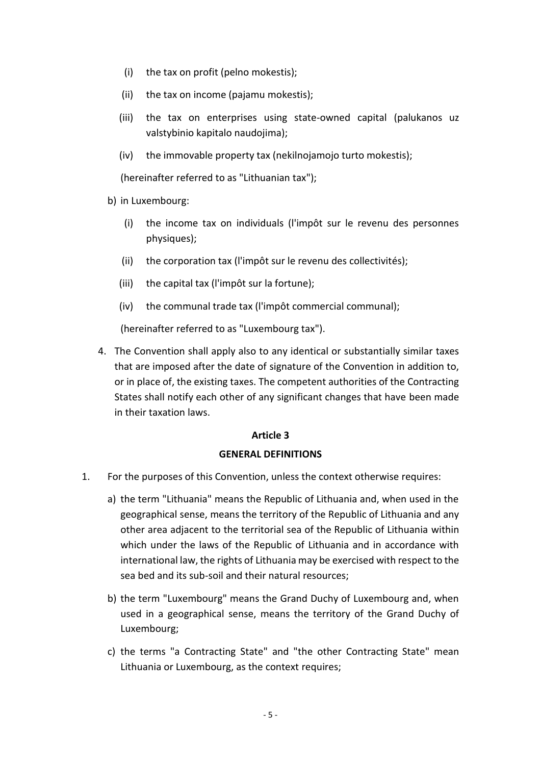(i) the tax on profit (pelno mokestis);

(ii) the tax on income (pajamu mokestis);

(iii) the tax on enterprises using state-owned capital (palukanos uz valstybinio kapitalo naudojima);

(iv) the immovable property tax (nekilnojamojo turto mokestis);

(hereinafter referred to as "Lithuanian tax");

b) in Luxembourg:

(i) the income tax on individuals (l'impôt sur le revenu des personnes physiques);

(ii) the corporation tax (l'impôt sur le revenu des collectivités);

(iii) the capital tax (l'impôt sur la fortune);

(iv) the communal trade tax (l'impôt commercial communal);

(hereinafter referred to as "Luxembourg tax").

4. The Convention shall apply also to any identical or substantially similar taxes that are imposed after the date of signature of the Convention in addition to, or in place of, the existing taxes. The competent authorities of the Contracting States shall notify each other of any significant changes that have been made in their taxation laws.

**Article 3**

**GENERAL DEFINITIONS**

1. For the purposes of this Convention, unless the context otherwise requires:

a) the term "Lithuania" means the Republic of Lithuania and, when used in the geographical sense, means the territory of the Republic of Lithuania and any other area adjacent to the territorial sea of the Republic of Lithuania within which under the laws of the Republic of Lithuania and in accordance with international law, the rights of Lithuania may be exercised with respect to the sea bed and its sub-soil and their natural resources;

b) the term "Luxembourg" means the Grand Duchy of Luxembourg and, when used in a geographical sense, means the territory of the Grand Duchy of Luxembourg;

c) the terms "a Contracting State" and "the other Contracting State" mean Lithuania or Luxembourg, as the context requires;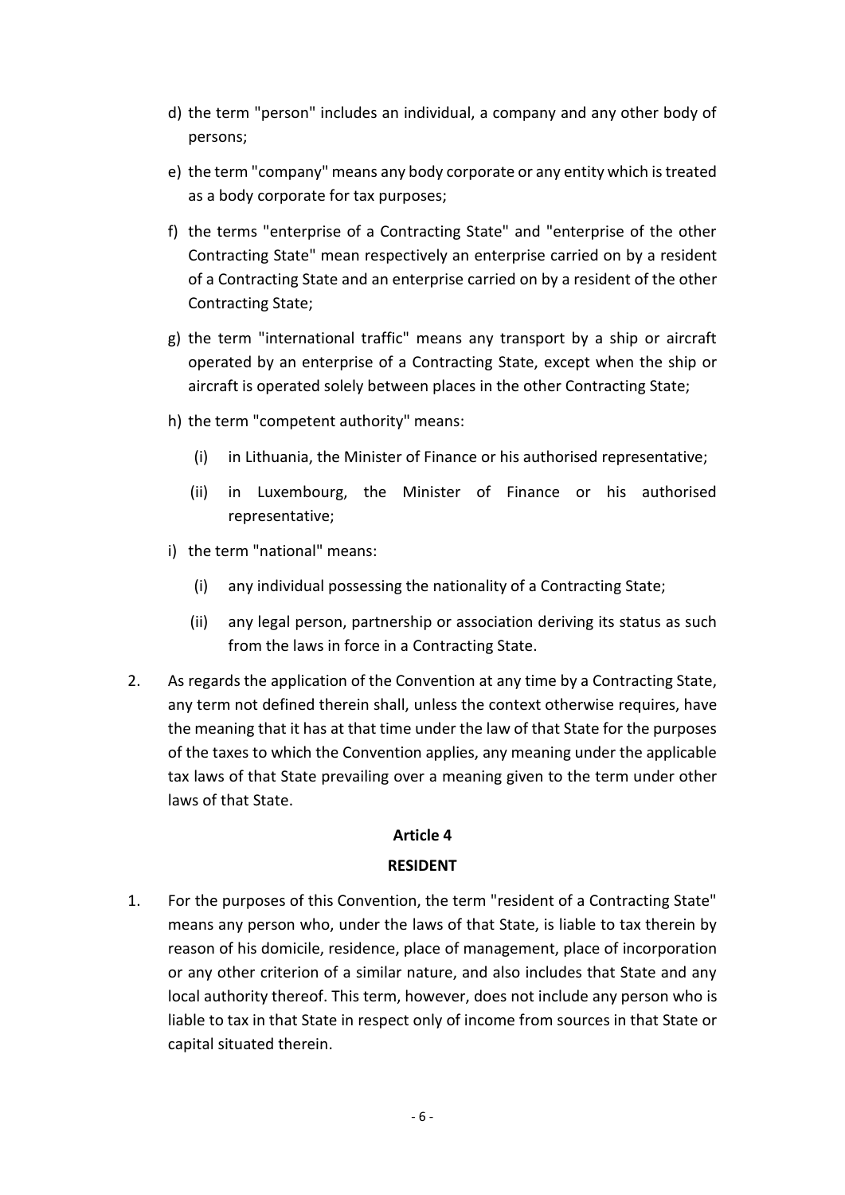d) the term "person" includes an individual, a company and any other body of persons;

e) the term "company" means any body corporate or any entity which is treated as a body corporate for tax purposes;

f) the terms "enterprise of a Contracting State" and "enterprise of the other Contracting State" mean respectively an enterprise carried on by a resident of a Contracting State and an enterprise carried on by a resident of the other Contracting State;

g) the term "international traffic" means any transport by a ship or aircraft operated by an enterprise of a Contracting State, except when the ship or aircraft is operated solely between places in the other Contracting State;

h) the term "competent authority" means:

   (i) in Lithuania, the Minister of Finance or his authorised representative;

   (ii) in Luxembourg, the Minister of Finance or his authorised representative;

i) the term "national" means:

   (i) any individual possessing the nationality of a Contracting State;

   (ii) any legal person, partnership or association deriving its status as such from the laws in force in a Contracting State.

2. As regards the application of the Convention at any time by a Contracting State, any term not defined therein shall, unless the context otherwise requires, have the meaning that it has at that time under the law of that State for the purposes of the taxes to which the Convention applies, any meaning under the applicable tax laws of that State prevailing over a meaning given to the term under other laws of that State.

## Article 4

## RESIDENT

1. For the purposes of this Convention, the term "resident of a Contracting State" means any person who, under the laws of that State, is liable to tax therein by reason of his domicile, residence, place of management, place of incorporation or any other criterion of a similar nature, and also includes that State and any local authority thereof. This term, however, does not include any person who is liable to tax in that State in respect only of income from sources in that State or capital situated therein.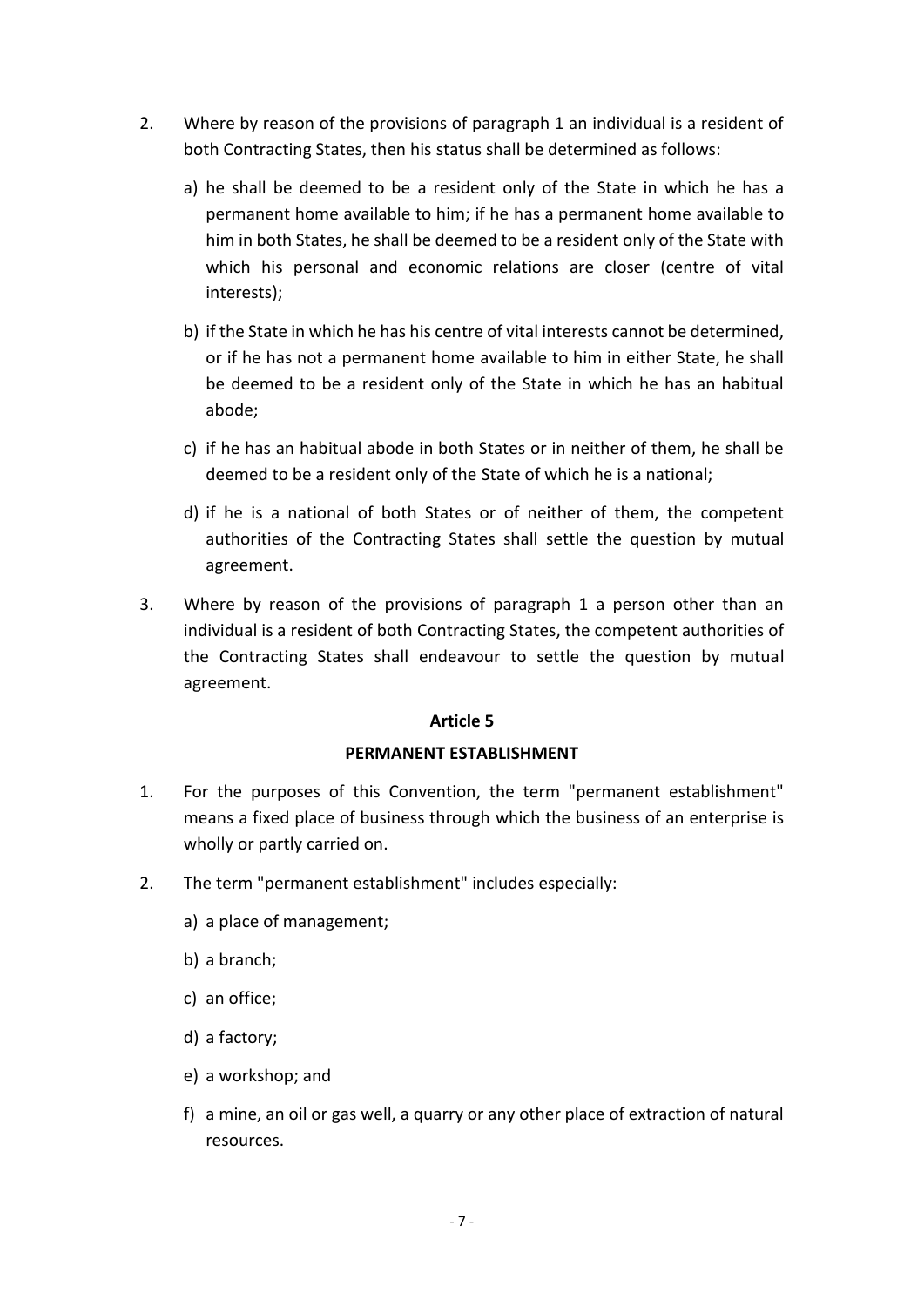2. Where by reason of the provisions of paragraph 1 an individual is a resident of both Contracting States, then his status shall be determined as follows:

   a) he shall be deemed to be a resident only of the State in which he has a permanent home available to him; if he has a permanent home available to him in both States, he shall be deemed to be a resident only of the State with which his personal and economic relations are closer (centre of vital interests);

   b) if the State in which he has his centre of vital interests cannot be determined, or if he has not a permanent home available to him in either State, he shall be deemed to be a resident only of the State in which he has an habitual abode;

   c) if he has an habitual abode in both States or in neither of them, he shall be deemed to be a resident only of the State of which he is a national;

   d) if he is a national of both States or of neither of them, the competent authorities of the Contracting States shall settle the question by mutual agreement.

3. Where by reason of the provisions of paragraph 1 a person other than an individual is a resident of both Contracting States, the competent authorities of the Contracting States shall endeavour to settle the question by mutual agreement.

## Article 5

## PERMANENT ESTABLISHMENT

1. For the purposes of this Convention, the term "permanent establishment" means a fixed place of business through which the business of an enterprise is wholly or partly carried on.

2. The term "permanent establishment" includes especially:

   a) a place of management;

   b) a branch;

   c) an office;

   d) a factory;

   e) a workshop; and

   f) a mine, an oil or gas well, a quarry or any other place of extraction of natural resources.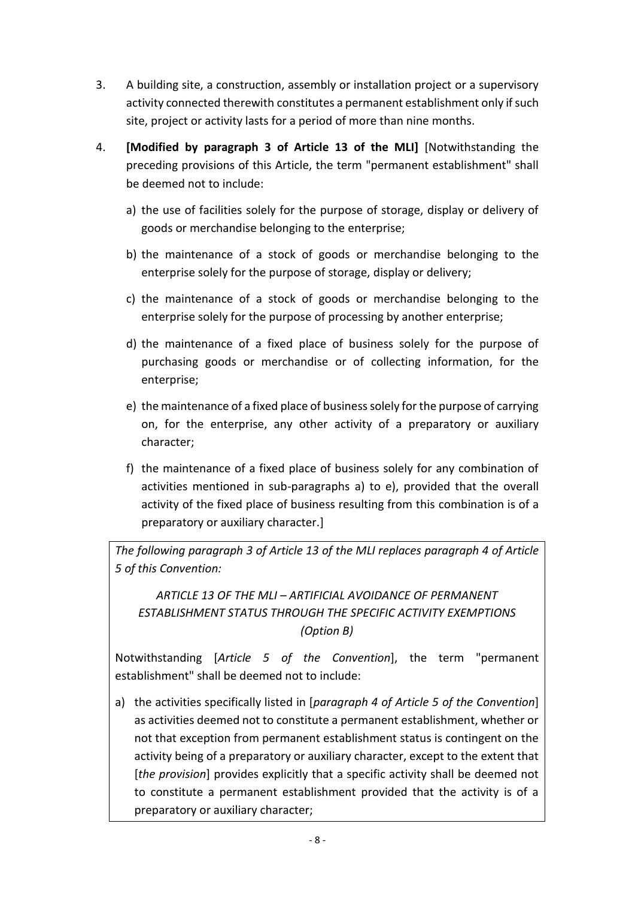3. A building site, a construction, assembly or installation project or a supervisory activity connected therewith constitutes a permanent establishment only if such site, project or activity lasts for a period of more than nine months.

4. **[Modified by paragraph 3 of Article 13 of the MLI]** [Notwithstanding the preceding provisions of this Article, the term "permanent establishment" shall be deemed not to include:

   a) the use of facilities solely for the purpose of storage, display or delivery of goods or merchandise belonging to the enterprise;

   b) the maintenance of a stock of goods or merchandise belonging to the enterprise solely for the purpose of storage, display or delivery;

   c) the maintenance of a stock of goods or merchandise belonging to the enterprise solely for the purpose of processing by another enterprise;

   d) the maintenance of a fixed place of business solely for the purpose of purchasing goods or merchandise or of collecting information, for the enterprise;

   e) the maintenance of a fixed place of business solely for the purpose of carrying on, for the enterprise, any other activity of a preparatory or auxiliary character;

   f) the maintenance of a fixed place of business solely for any combination of activities mentioned in sub-paragraphs a) to e), provided that the overall activity of the fixed place of business resulting from this combination is of a preparatory or auxiliary character.]

*The following paragraph 3 of Article 13 of the MLI replaces paragraph 4 of Article 5 of this Convention:*

*ARTICLE 13 OF THE MLI – ARTIFICIAL AVOIDANCE OF PERMANENT ESTABLISHMENT STATUS THROUGH THE SPECIFIC ACTIVITY EXEMPTIONS (Option B)*

Notwithstanding [*Article 5 of the Convention*], the term "permanent establishment" shall be deemed not to include:

a) the activities specifically listed in [*paragraph 4 of Article 5 of the Convention*] as activities deemed not to constitute a permanent establishment, whether or not that exception from permanent establishment status is contingent on the activity being of a preparatory or auxiliary character, except to the extent that [*the provision*] provides explicitly that a specific activity shall be deemed not to constitute a permanent establishment provided that the activity is of a preparatory or auxiliary character;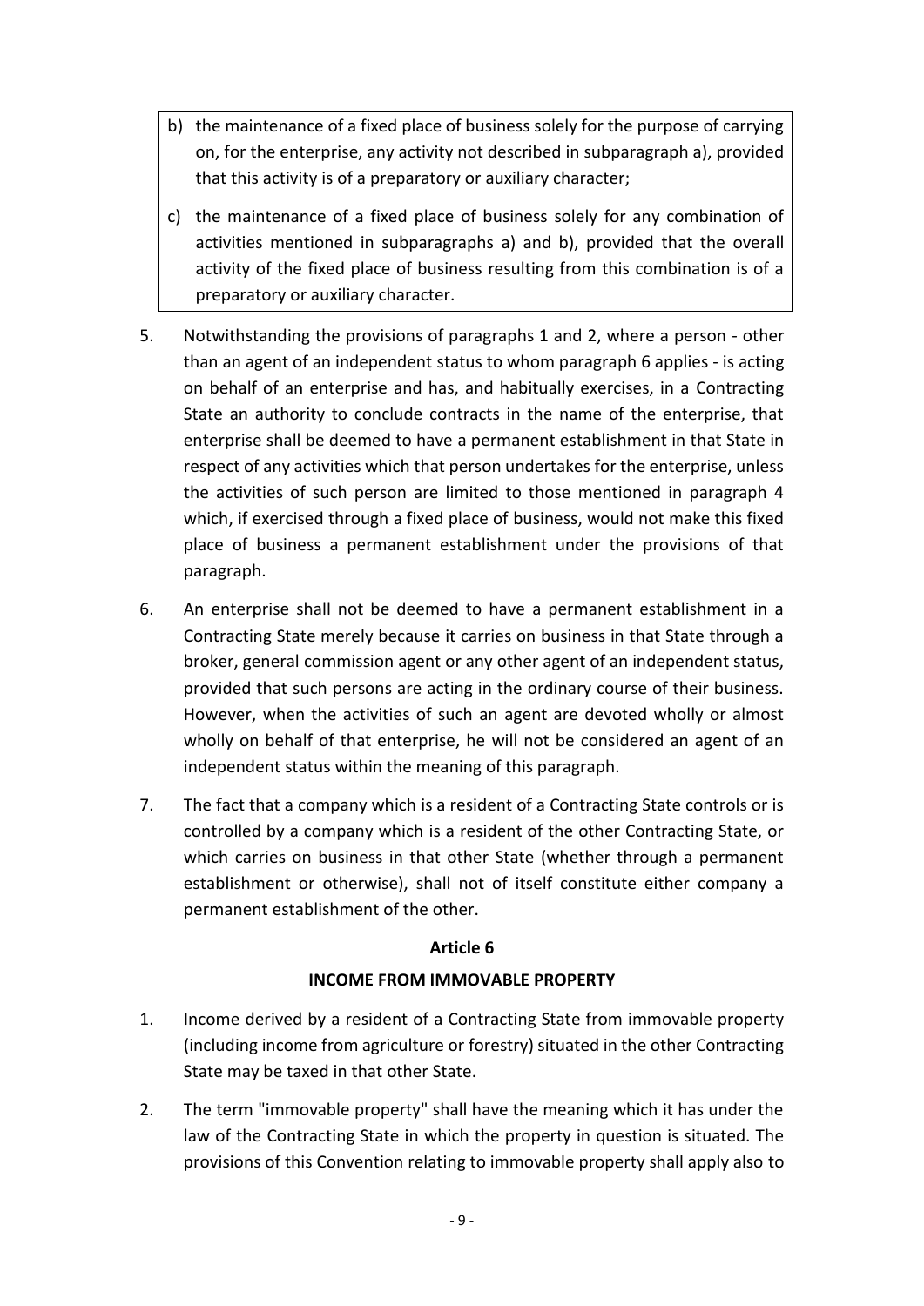b) the maintenance of a fixed place of business solely for the purpose of carrying on, for the enterprise, any activity not described in subparagraph a), provided that this activity is of a preparatory or auxiliary character;

c) the maintenance of a fixed place of business solely for any combination of activities mentioned in subparagraphs a) and b), provided that the overall activity of the fixed place of business resulting from this combination is of a preparatory or auxiliary character.

5. Notwithstanding the provisions of paragraphs 1 and 2, where a person - other than an agent of an independent status to whom paragraph 6 applies - is acting on behalf of an enterprise and has, and habitually exercises, in a Contracting State an authority to conclude contracts in the name of the enterprise, that enterprise shall be deemed to have a permanent establishment in that State in respect of any activities which that person undertakes for the enterprise, unless the activities of such person are limited to those mentioned in paragraph 4 which, if exercised through a fixed place of business, would not make this fixed place of business a permanent establishment under the provisions of that paragraph.

6. An enterprise shall not be deemed to have a permanent establishment in a Contracting State merely because it carries on business in that State through a broker, general commission agent or any other agent of an independent status, provided that such persons are acting in the ordinary course of their business. However, when the activities of such an agent are devoted wholly or almost wholly on behalf of that enterprise, he will not be considered an agent of an independent status within the meaning of this paragraph.

7. The fact that a company which is a resident of a Contracting State controls or is controlled by a company which is a resident of the other Contracting State, or which carries on business in that other State (whether through a permanent establishment or otherwise), shall not of itself constitute either company a permanent establishment of the other.

## Article 6

## INCOME FROM IMMOVABLE PROPERTY

1. Income derived by a resident of a Contracting State from immovable property (including income from agriculture or forestry) situated in the other Contracting State may be taxed in that other State.

2. The term "immovable property" shall have the meaning which it has under the law of the Contracting State in which the property in question is situated. The provisions of this Convention relating to immovable property shall apply also to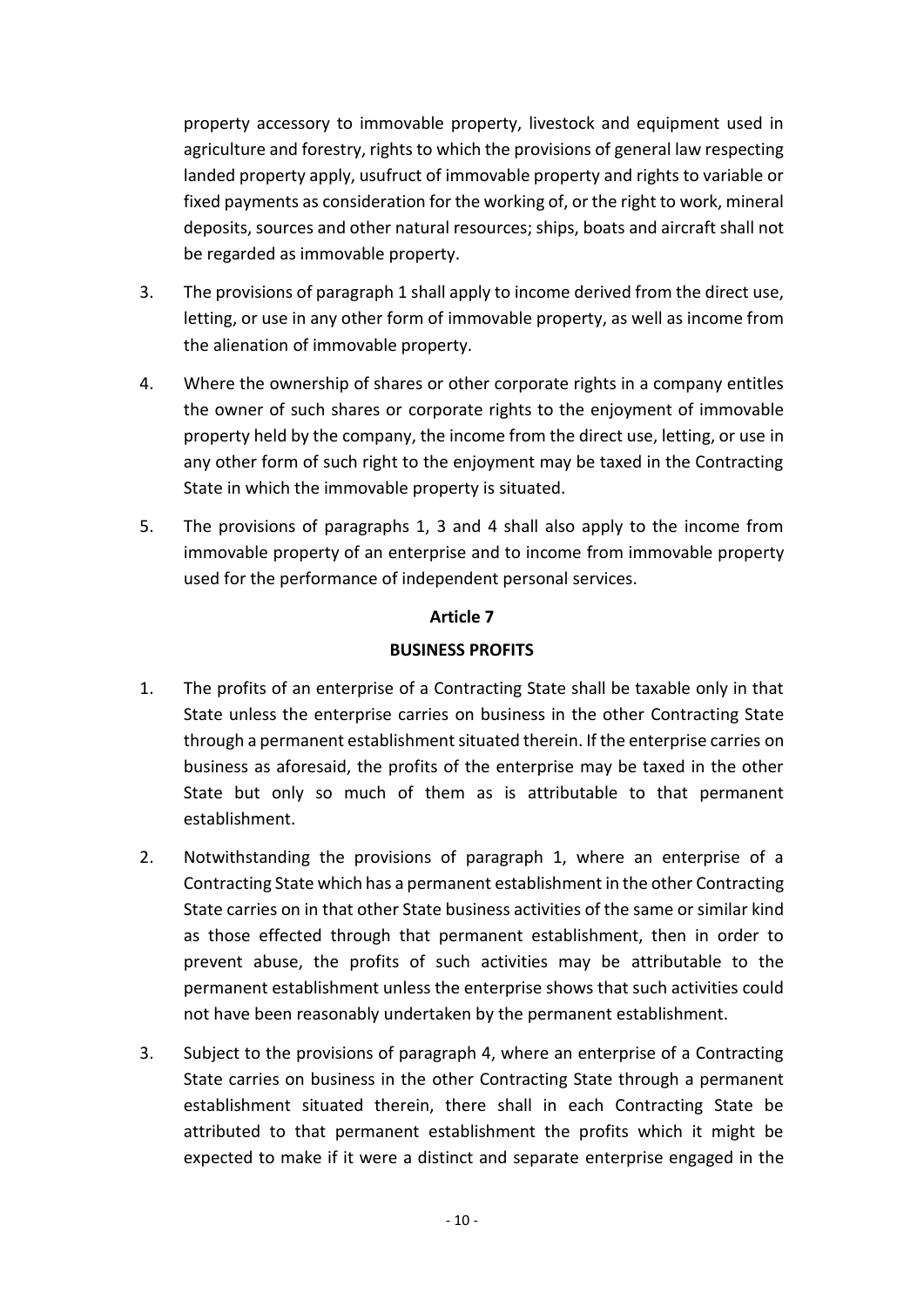property accessory to immovable property, livestock and equipment used in agriculture and forestry, rights to which the provisions of general law respecting landed property apply, usufruct of immovable property and rights to variable or fixed payments as consideration for the working of, or the right to work, mineral deposits, sources and other natural resources; ships, boats and aircraft shall not be regarded as immovable property.

3. The provisions of paragraph 1 shall apply to income derived from the direct use, letting, or use in any other form of immovable property, as well as income from the alienation of immovable property.

4. Where the ownership of shares or other corporate rights in a company entitles the owner of such shares or corporate rights to the enjoyment of immovable property held by the company, the income from the direct use, letting, or use in any other form of such right to the enjoyment may be taxed in the Contracting State in which the immovable property is situated.

5. The provisions of paragraphs 1, 3 and 4 shall also apply to the income from immovable property of an enterprise and to income from immovable property used for the performance of independent personal services.

**Article 7**

**BUSINESS PROFITS**

1. The profits of an enterprise of a Contracting State shall be taxable only in that State unless the enterprise carries on business in the other Contracting State through a permanent establishment situated therein. If the enterprise carries on business as aforesaid, the profits of the enterprise may be taxed in the other State but only so much of them as is attributable to that permanent establishment.

2. Notwithstanding the provisions of paragraph 1, where an enterprise of a Contracting State which has a permanent establishment in the other Contracting State carries on in that other State business activities of the same or similar kind as those effected through that permanent establishment, then in order to prevent abuse, the profits of such activities may be attributable to the permanent establishment unless the enterprise shows that such activities could not have been reasonably undertaken by the permanent establishment.

3. Subject to the provisions of paragraph 4, where an enterprise of a Contracting State carries on business in the other Contracting State through a permanent establishment situated therein, there shall in each Contracting State be attributed to that permanent establishment the profits which it might be expected to make if it were a distinct and separate enterprise engaged in the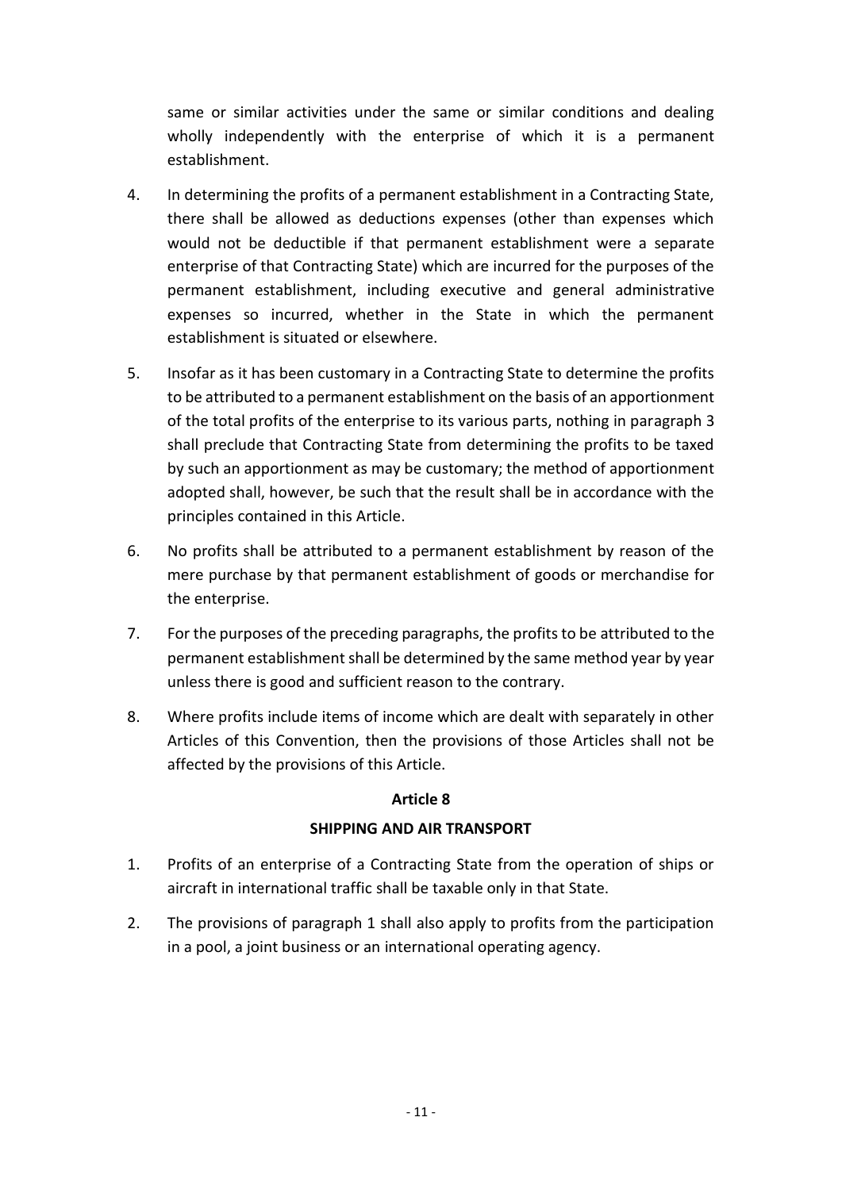same or similar activities under the same or similar conditions and dealing wholly independently with the enterprise of which it is a permanent establishment.

4. In determining the profits of a permanent establishment in a Contracting State, there shall be allowed as deductions expenses (other than expenses which would not be deductible if that permanent establishment were a separate enterprise of that Contracting State) which are incurred for the purposes of the permanent establishment, including executive and general administrative expenses so incurred, whether in the State in which the permanent establishment is situated or elsewhere.

5. Insofar as it has been customary in a Contracting State to determine the profits to be attributed to a permanent establishment on the basis of an apportionment of the total profits of the enterprise to its various parts, nothing in paragraph 3 shall preclude that Contracting State from determining the profits to be taxed by such an apportionment as may be customary; the method of apportionment adopted shall, however, be such that the result shall be in accordance with the principles contained in this Article.

6. No profits shall be attributed to a permanent establishment by reason of the mere purchase by that permanent establishment of goods or merchandise for the enterprise.

7. For the purposes of the preceding paragraphs, the profits to be attributed to the permanent establishment shall be determined by the same method year by year unless there is good and sufficient reason to the contrary.

8. Where profits include items of income which are dealt with separately in other Articles of this Convention, then the provisions of those Articles shall not be affected by the provisions of this Article.

## Article 8

## SHIPPING AND AIR TRANSPORT

1. Profits of an enterprise of a Contracting State from the operation of ships or aircraft in international traffic shall be taxable only in that State.

2. The provisions of paragraph 1 shall also apply to profits from the participation in a pool, a joint business or an international operating agency.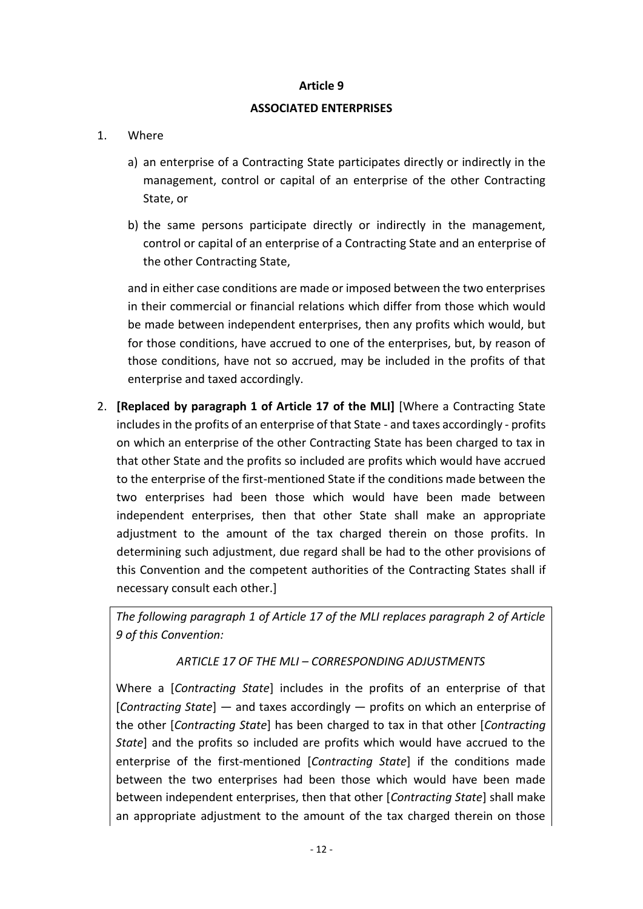## Article 9

## ASSOCIATED ENTERPRISES

1. Where

   a) an enterprise of a Contracting State participates directly or indirectly in the management, control or capital of an enterprise of the other Contracting State, or

   b) the same persons participate directly or indirectly in the management, control or capital of an enterprise of a Contracting State and an enterprise of the other Contracting State,

   and in either case conditions are made or imposed between the two enterprises in their commercial or financial relations which differ from those which would be made between independent enterprises, then any profits which would, but for those conditions, have accrued to one of the enterprises, but, by reason of those conditions, have not so accrued, may be included in the profits of that enterprise and taxed accordingly.

2. **[Replaced by paragraph 1 of Article 17 of the MLI]** [Where a Contracting State includes in the profits of an enterprise of that State - and taxes accordingly - profits on which an enterprise of the other Contracting State has been charged to tax in that other State and the profits so included are profits which would have accrued to the enterprise of the first-mentioned State if the conditions made between the two enterprises had been those which would have been made between independent enterprises, then that other State shall make an appropriate adjustment to the amount of the tax charged therein on those profits. In determining such adjustment, due regard shall be had to the other provisions of this Convention and the competent authorities of the Contracting States shall if necessary consult each other.]

*The following paragraph 1 of Article 17 of the MLI replaces paragraph 2 of Article 9 of this Convention:*

*ARTICLE 17 OF THE MLI – CORRESPONDING ADJUSTMENTS*

Where a [*Contracting State*] includes in the profits of an enterprise of that [*Contracting State*] — and taxes accordingly — profits on which an enterprise of the other [*Contracting State*] has been charged to tax in that other [*Contracting State*] and the profits so included are profits which would have accrued to the enterprise of the first-mentioned [*Contracting State*] if the conditions made between the two enterprises had been those which would have been made between independent enterprises, then that other [*Contracting State*] shall make an appropriate adjustment to the amount of the tax charged therein on those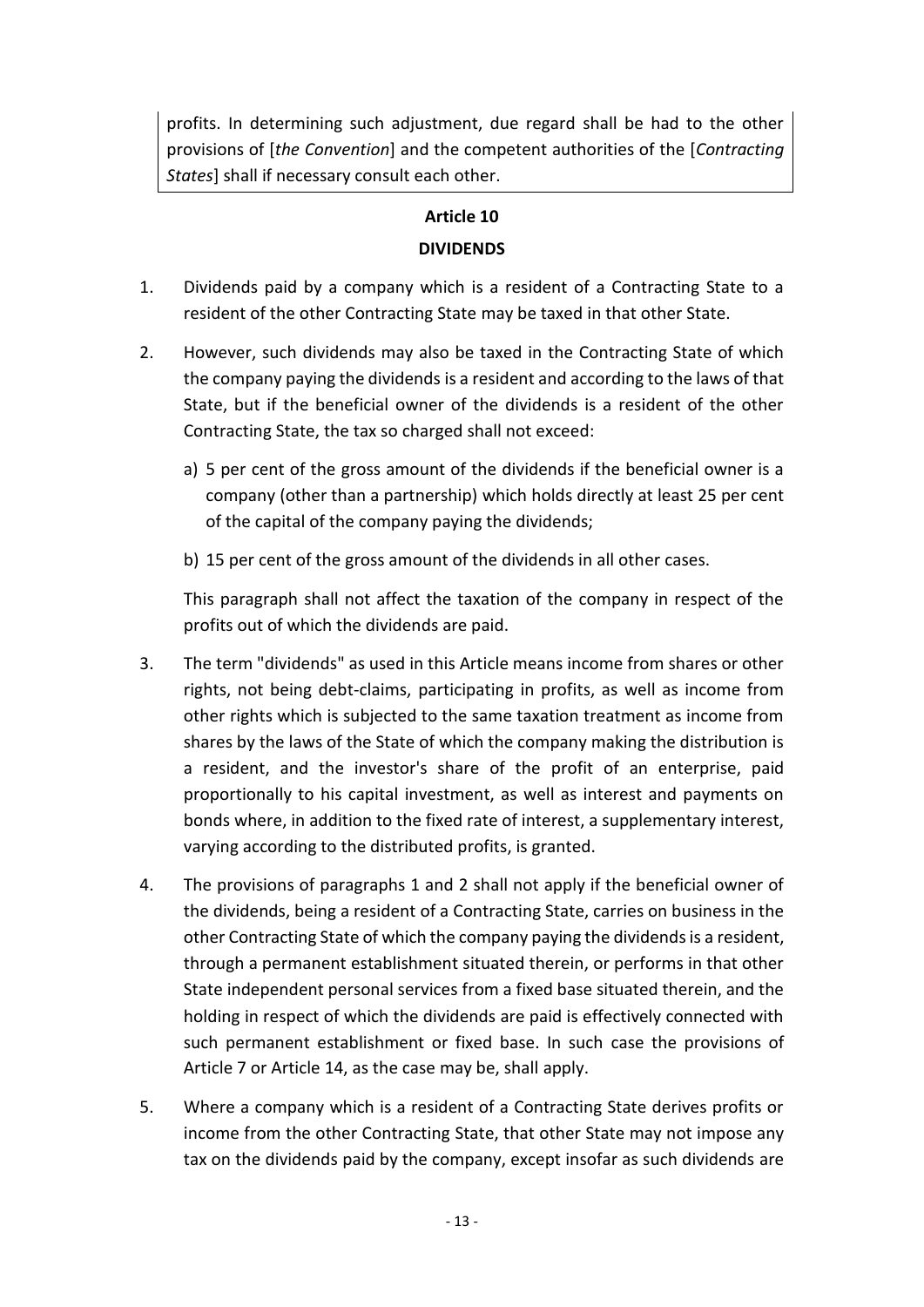profits. In determining such adjustment, due regard shall be had to the other provisions of [*the Convention*] and the competent authorities of the [*Contracting States*] shall if necessary consult each other.

## Article 10

## DIVIDENDS

1. Dividends paid by a company which is a resident of a Contracting State to a resident of the other Contracting State may be taxed in that other State.

2. However, such dividends may also be taxed in the Contracting State of which the company paying the dividends is a resident and according to the laws of that State, but if the beneficial owner of the dividends is a resident of the other Contracting State, the tax so charged shall not exceed:

   a) 5 per cent of the gross amount of the dividends if the beneficial owner is a company (other than a partnership) which holds directly at least 25 per cent of the capital of the company paying the dividends;

   b) 15 per cent of the gross amount of the dividends in all other cases.

   This paragraph shall not affect the taxation of the company in respect of the profits out of which the dividends are paid.

3. The term "dividends" as used in this Article means income from shares or other rights, not being debt-claims, participating in profits, as well as income from other rights which is subjected to the same taxation treatment as income from shares by the laws of the State of which the company making the distribution is a resident, and the investor's share of the profit of an enterprise, paid proportionally to his capital investment, as well as interest and payments on bonds where, in addition to the fixed rate of interest, a supplementary interest, varying according to the distributed profits, is granted.

4. The provisions of paragraphs 1 and 2 shall not apply if the beneficial owner of the dividends, being a resident of a Contracting State, carries on business in the other Contracting State of which the company paying the dividends is a resident, through a permanent establishment situated therein, or performs in that other State independent personal services from a fixed base situated therein, and the holding in respect of which the dividends are paid is effectively connected with such permanent establishment or fixed base. In such case the provisions of Article 7 or Article 14, as the case may be, shall apply.

5. Where a company which is a resident of a Contracting State derives profits or income from the other Contracting State, that other State may not impose any tax on the dividends paid by the company, except insofar as such dividends are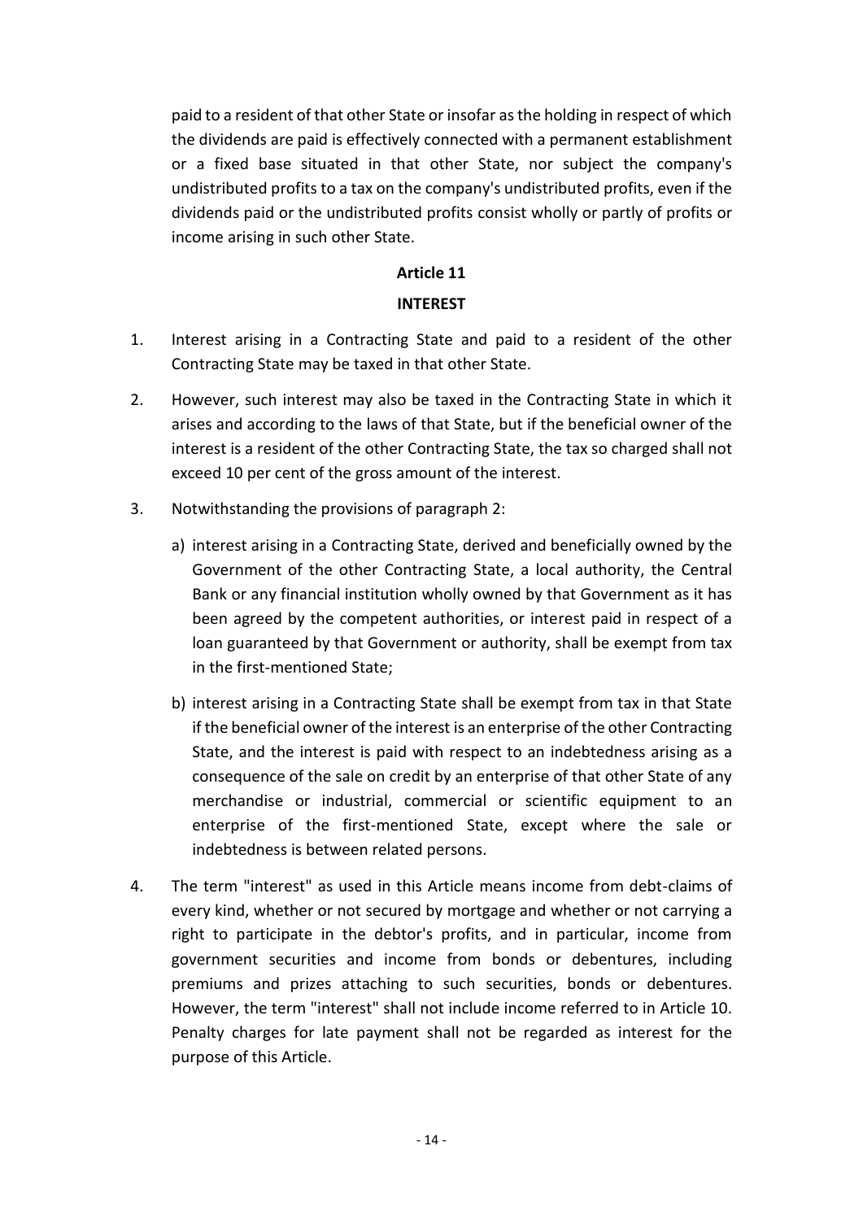paid to a resident of that other State or insofar as the holding in respect of which the dividends are paid is effectively connected with a permanent establishment or a fixed base situated in that other State, nor subject the company's undistributed profits to a tax on the company's undistributed profits, even if the dividends paid or the undistributed profits consist wholly or partly of profits or income arising in such other State.

## Article 11

## INTEREST

1. Interest arising in a Contracting State and paid to a resident of the other Contracting State may be taxed in that other State.

2. However, such interest may also be taxed in the Contracting State in which it arises and according to the laws of that State, but if the beneficial owner of the interest is a resident of the other Contracting State, the tax so charged shall not exceed 10 per cent of the gross amount of the interest.

3. Notwithstanding the provisions of paragraph 2:

   a) interest arising in a Contracting State, derived and beneficially owned by the Government of the other Contracting State, a local authority, the Central Bank or any financial institution wholly owned by that Government as it has been agreed by the competent authorities, or interest paid in respect of a loan guaranteed by that Government or authority, shall be exempt from tax in the first-mentioned State;

   b) interest arising in a Contracting State shall be exempt from tax in that State if the beneficial owner of the interest is an enterprise of the other Contracting State, and the interest is paid with respect to an indebtedness arising as a consequence of the sale on credit by an enterprise of that other State of any merchandise or industrial, commercial or scientific equipment to an enterprise of the first-mentioned State, except where the sale or indebtedness is between related persons.

4. The term "interest" as used in this Article means income from debt-claims of every kind, whether or not secured by mortgage and whether or not carrying a right to participate in the debtor's profits, and in particular, income from government securities and income from bonds or debentures, including premiums and prizes attaching to such securities, bonds or debentures. However, the term "interest" shall not include income referred to in Article 10. Penalty charges for late payment shall not be regarded as interest for the purpose of this Article.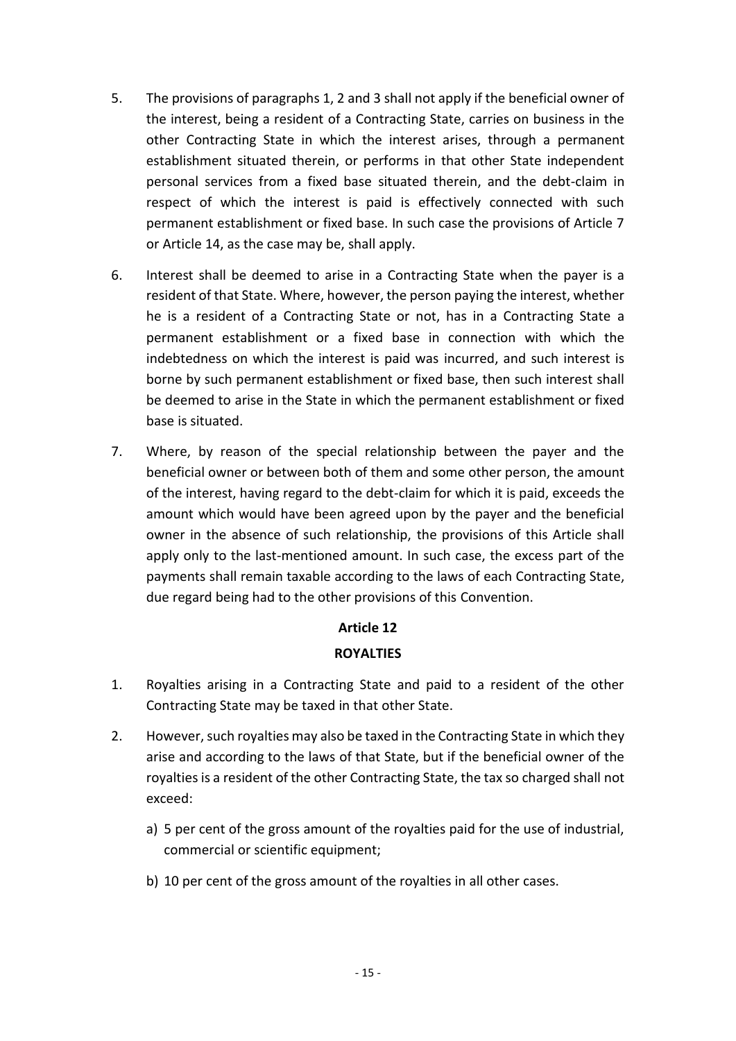5. The provisions of paragraphs 1, 2 and 3 shall not apply if the beneficial owner of the interest, being a resident of a Contracting State, carries on business in the other Contracting State in which the interest arises, through a permanent establishment situated therein, or performs in that other State independent personal services from a fixed base situated therein, and the debt-claim in respect of which the interest is paid is effectively connected with such permanent establishment or fixed base. In such case the provisions of Article 7 or Article 14, as the case may be, shall apply.

6. Interest shall be deemed to arise in a Contracting State when the payer is a resident of that State. Where, however, the person paying the interest, whether he is a resident of a Contracting State or not, has in a Contracting State a permanent establishment or a fixed base in connection with which the indebtedness on which the interest is paid was incurred, and such interest is borne by such permanent establishment or fixed base, then such interest shall be deemed to arise in the State in which the permanent establishment or fixed base is situated.

7. Where, by reason of the special relationship between the payer and the beneficial owner or between both of them and some other person, the amount of the interest, having regard to the debt-claim for which it is paid, exceeds the amount which would have been agreed upon by the payer and the beneficial owner in the absence of such relationship, the provisions of this Article shall apply only to the last-mentioned amount. In such case, the excess part of the payments shall remain taxable according to the laws of each Contracting State, due regard being had to the other provisions of this Convention.

## Article 12

## ROYALTIES

1. Royalties arising in a Contracting State and paid to a resident of the other Contracting State may be taxed in that other State.

2. However, such royalties may also be taxed in the Contracting State in which they arise and according to the laws of that State, but if the beneficial owner of the royalties is a resident of the other Contracting State, the tax so charged shall not exceed:

   a) 5 per cent of the gross amount of the royalties paid for the use of industrial, commercial or scientific equipment;

   b) 10 per cent of the gross amount of the royalties in all other cases.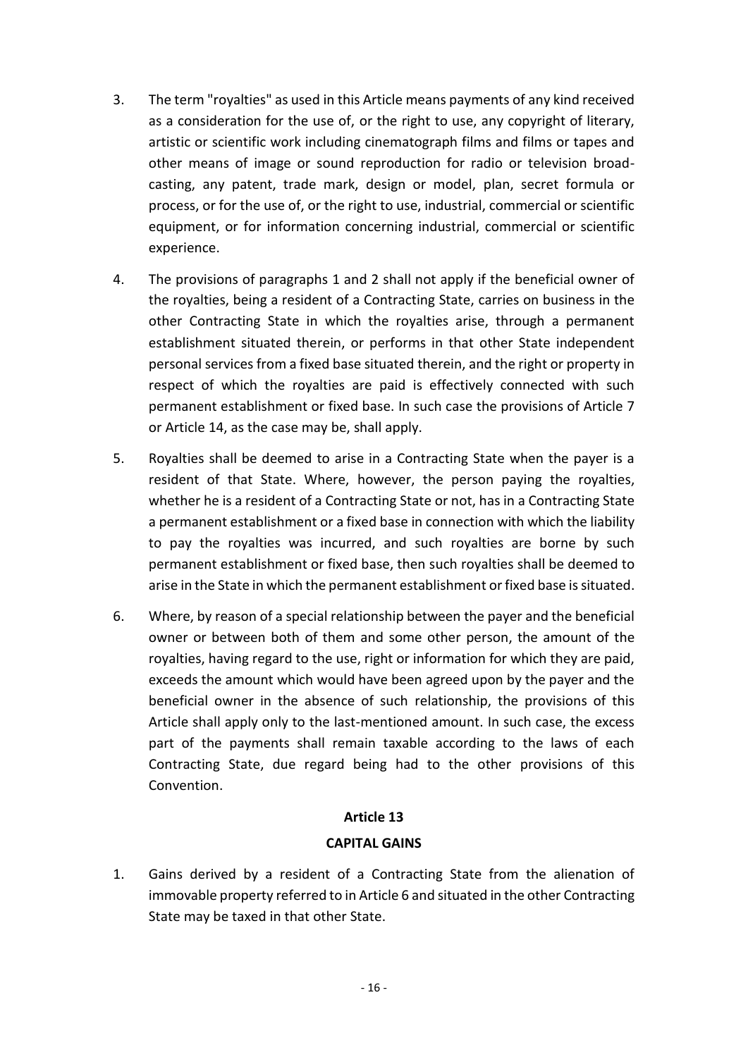3. The term "royalties" as used in this Article means payments of any kind received as a consideration for the use of, or the right to use, any copyright of literary, artistic or scientific work including cinematograph films and films or tapes and other means of image or sound reproduction for radio or television broad-casting, any patent, trade mark, design or model, plan, secret formula or process, or for the use of, or the right to use, industrial, commercial or scientific equipment, or for information concerning industrial, commercial or scientific experience.

4. The provisions of paragraphs 1 and 2 shall not apply if the beneficial owner of the royalties, being a resident of a Contracting State, carries on business in the other Contracting State in which the royalties arise, through a permanent establishment situated therein, or performs in that other State independent personal services from a fixed base situated therein, and the right or property in respect of which the royalties are paid is effectively connected with such permanent establishment or fixed base. In such case the provisions of Article 7 or Article 14, as the case may be, shall apply.

5. Royalties shall be deemed to arise in a Contracting State when the payer is a resident of that State. Where, however, the person paying the royalties, whether he is a resident of a Contracting State or not, has in a Contracting State a permanent establishment or a fixed base in connection with which the liability to pay the royalties was incurred, and such royalties are borne by such permanent establishment or fixed base, then such royalties shall be deemed to arise in the State in which the permanent establishment or fixed base is situated.

6. Where, by reason of a special relationship between the payer and the beneficial owner or between both of them and some other person, the amount of the royalties, having regard to the use, right or information for which they are paid, exceeds the amount which would have been agreed upon by the payer and the beneficial owner in the absence of such relationship, the provisions of this Article shall apply only to the last-mentioned amount. In such case, the excess part of the payments shall remain taxable according to the laws of each Contracting State, due regard being had to the other provisions of this Convention.

## Article 13

## CAPITAL GAINS

1. Gains derived by a resident of a Contracting State from the alienation of immovable property referred to in Article 6 and situated in the other Contracting State may be taxed in that other State.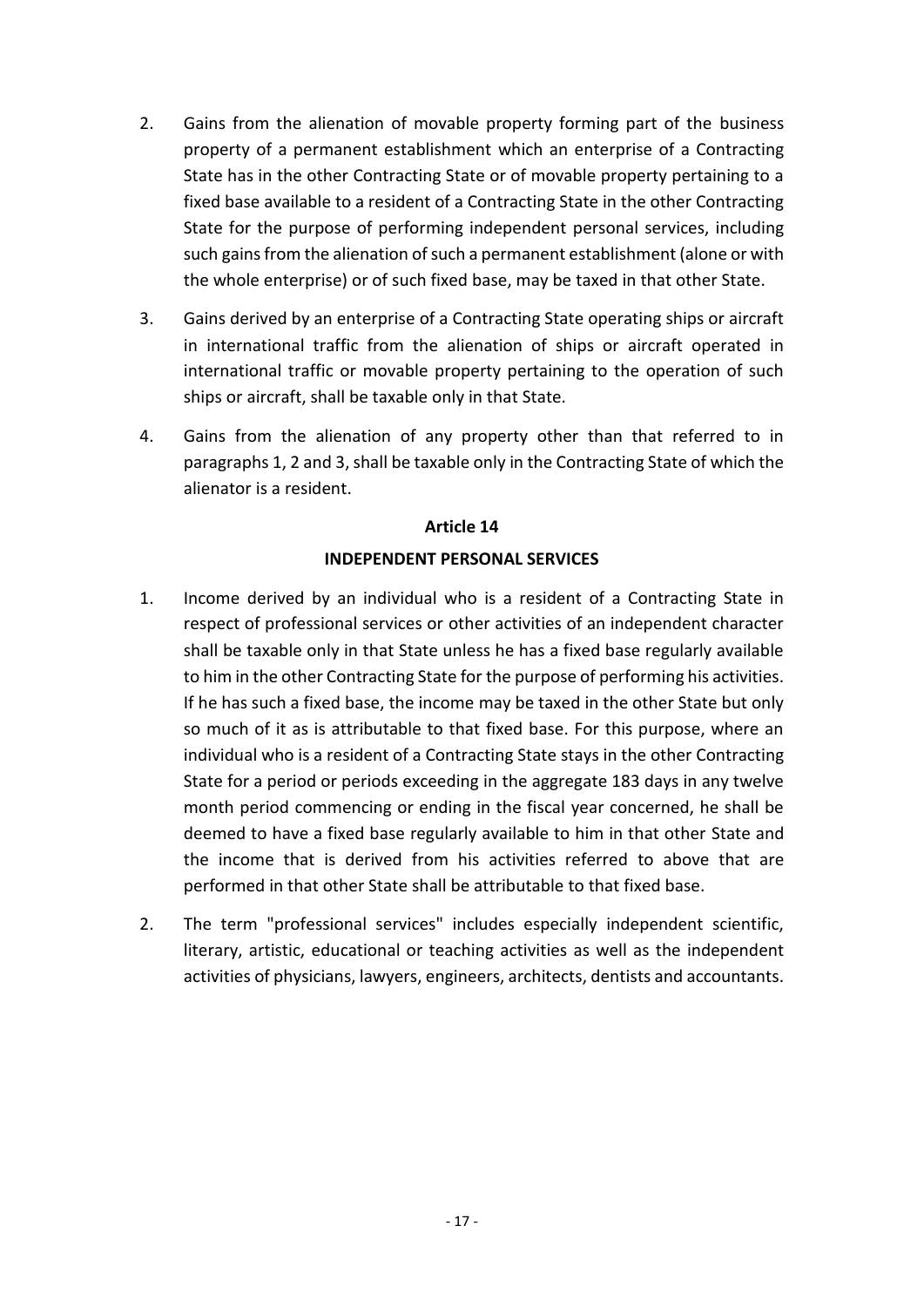2. Gains from the alienation of movable property forming part of the business property of a permanent establishment which an enterprise of a Contracting State has in the other Contracting State or of movable property pertaining to a fixed base available to a resident of a Contracting State in the other Contracting State for the purpose of performing independent personal services, including such gains from the alienation of such a permanent establishment (alone or with the whole enterprise) or of such fixed base, may be taxed in that other State.

3. Gains derived by an enterprise of a Contracting State operating ships or aircraft in international traffic from the alienation of ships or aircraft operated in international traffic or movable property pertaining to the operation of such ships or aircraft, shall be taxable only in that State.

4. Gains from the alienation of any property other than that referred to in paragraphs 1, 2 and 3, shall be taxable only in the Contracting State of which the alienator is a resident.

## Article 14

## INDEPENDENT PERSONAL SERVICES

1. Income derived by an individual who is a resident of a Contracting State in respect of professional services or other activities of an independent character shall be taxable only in that State unless he has a fixed base regularly available to him in the other Contracting State for the purpose of performing his activities. If he has such a fixed base, the income may be taxed in the other State but only so much of it as is attributable to that fixed base. For this purpose, where an individual who is a resident of a Contracting State stays in the other Contracting State for a period or periods exceeding in the aggregate 183 days in any twelve month period commencing or ending in the fiscal year concerned, he shall be deemed to have a fixed base regularly available to him in that other State and the income that is derived from his activities referred to above that are performed in that other State shall be attributable to that fixed base.

2. The term "professional services" includes especially independent scientific, literary, artistic, educational or teaching activities as well as the independent activities of physicians, lawyers, engineers, architects, dentists and accountants.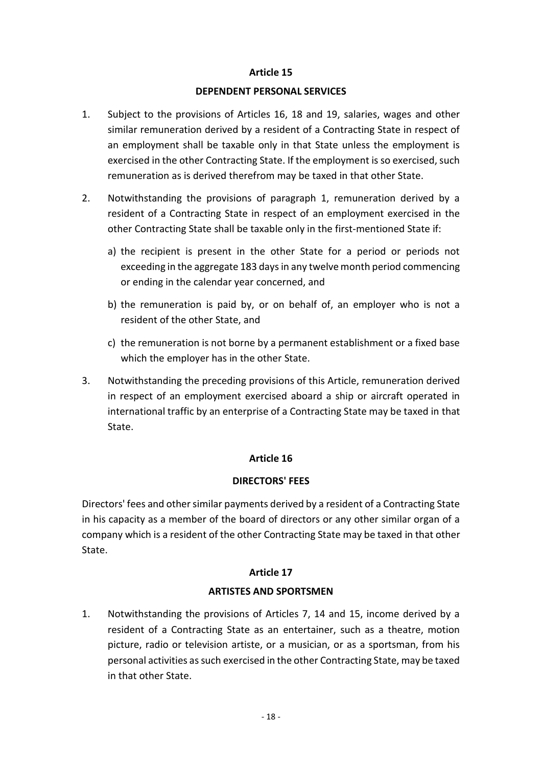## Article 15

## DEPENDENT PERSONAL SERVICES

1. Subject to the provisions of Articles 16, 18 and 19, salaries, wages and other similar remuneration derived by a resident of a Contracting State in respect of an employment shall be taxable only in that State unless the employment is exercised in the other Contracting State. If the employment is so exercised, such remuneration as is derived therefrom may be taxed in that other State.

2. Notwithstanding the provisions of paragraph 1, remuneration derived by a resident of a Contracting State in respect of an employment exercised in the other Contracting State shall be taxable only in the first-mentioned State if:

   a) the recipient is present in the other State for a period or periods not exceeding in the aggregate 183 days in any twelve month period commencing or ending in the calendar year concerned, and

   b) the remuneration is paid by, or on behalf of, an employer who is not a resident of the other State, and

   c) the remuneration is not borne by a permanent establishment or a fixed base which the employer has in the other State.

3. Notwithstanding the preceding provisions of this Article, remuneration derived in respect of an employment exercised aboard a ship or aircraft operated in international traffic by an enterprise of a Contracting State may be taxed in that State.

## Article 16

## DIRECTORS' FEES

Directors' fees and other similar payments derived by a resident of a Contracting State in his capacity as a member of the board of directors or any other similar organ of a company which is a resident of the other Contracting State may be taxed in that other State.

## Article 17

## ARTISTES AND SPORTSMEN

1. Notwithstanding the provisions of Articles 7, 14 and 15, income derived by a resident of a Contracting State as an entertainer, such as a theatre, motion picture, radio or television artiste, or a musician, or as a sportsman, from his personal activities as such exercised in the other Contracting State, may be taxed in that other State.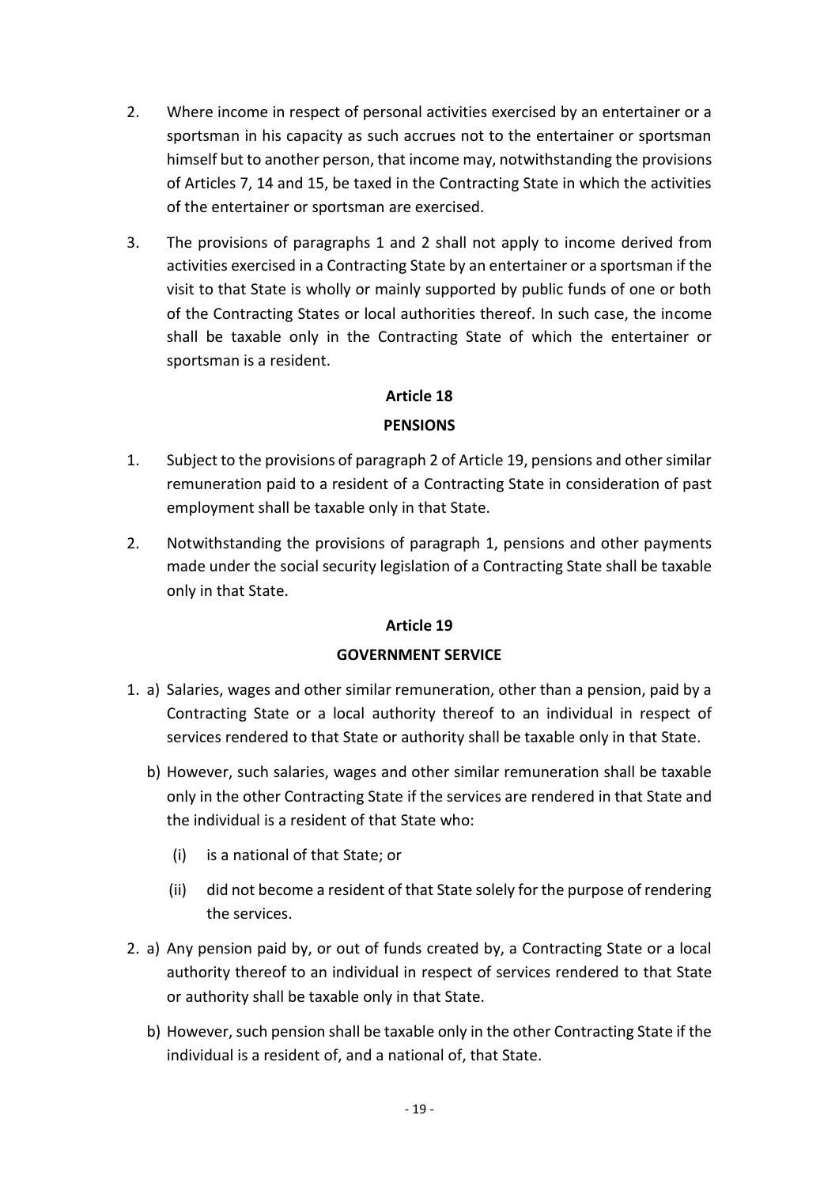2. Where income in respect of personal activities exercised by an entertainer or a sportsman in his capacity as such accrues not to the entertainer or sportsman himself but to another person, that income may, notwithstanding the provisions of Articles 7, 14 and 15, be taxed in the Contracting State in which the activities of the entertainer or sportsman are exercised.

3. The provisions of paragraphs 1 and 2 shall not apply to income derived from activities exercised in a Contracting State by an entertainer or a sportsman if the visit to that State is wholly or mainly supported by public funds of one or both of the Contracting States or local authorities thereof. In such case, the income shall be taxable only in the Contracting State of which the entertainer or sportsman is a resident.

## Article 18

## PENSIONS

1. Subject to the provisions of paragraph 2 of Article 19, pensions and other similar remuneration paid to a resident of a Contracting State in consideration of past employment shall be taxable only in that State.

2. Notwithstanding the provisions of paragraph 1, pensions and other payments made under the social security legislation of a Contracting State shall be taxable only in that State.

## Article 19

## GOVERNMENT SERVICE

1. a) Salaries, wages and other similar remuneration, other than a pension, paid by a Contracting State or a local authority thereof to an individual in respect of services rendered to that State or authority shall be taxable only in that State.

   b) However, such salaries, wages and other similar remuneration shall be taxable only in the other Contracting State if the services are rendered in that State and the individual is a resident of that State who:

      (i) is a national of that State; or

      (ii) did not become a resident of that State solely for the purpose of rendering the services.

2. a) Any pension paid by, or out of funds created by, a Contracting State or a local authority thereof to an individual in respect of services rendered to that State or authority shall be taxable only in that State.

   b) However, such pension shall be taxable only in the other Contracting State if the individual is a resident of, and a national of, that State.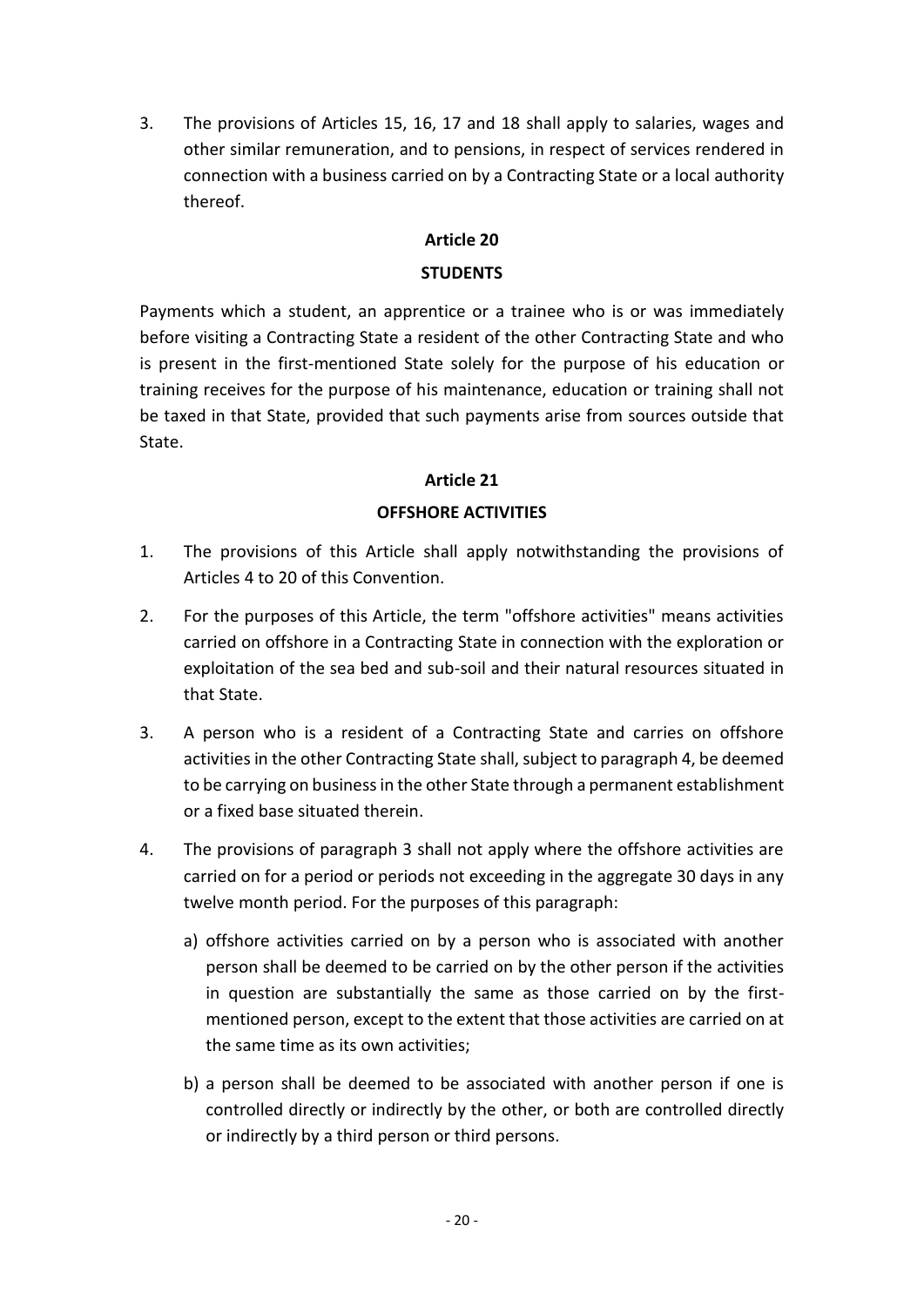3. The provisions of Articles 15, 16, 17 and 18 shall apply to salaries, wages and other similar remuneration, and to pensions, in respect of services rendered in connection with a business carried on by a Contracting State or a local authority thereof.

## Article 20

### STUDENTS

Payments which a student, an apprentice or a trainee who is or was immediately before visiting a Contracting State a resident of the other Contracting State and who is present in the first-mentioned State solely for the purpose of his education or training receives for the purpose of his maintenance, education or training shall not be taxed in that State, provided that such payments arise from sources outside that State.

## Article 21

### OFFSHORE ACTIVITIES

1. The provisions of this Article shall apply notwithstanding the provisions of Articles 4 to 20 of this Convention.

2. For the purposes of this Article, the term "offshore activities" means activities carried on offshore in a Contracting State in connection with the exploration or exploitation of the sea bed and sub-soil and their natural resources situated in that State.

3. A person who is a resident of a Contracting State and carries on offshore activities in the other Contracting State shall, subject to paragraph 4, be deemed to be carrying on business in the other State through a permanent establishment or a fixed base situated therein.

4. The provisions of paragraph 3 shall not apply where the offshore activities are carried on for a period or periods not exceeding in the aggregate 30 days in any twelve month period. For the purposes of this paragraph:

   a) offshore activities carried on by a person who is associated with another person shall be deemed to be carried on by the other person if the activities in question are substantially the same as those carried on by the first-mentioned person, except to the extent that those activities are carried on at the same time as its own activities;

   b) a person shall be deemed to be associated with another person if one is controlled directly or indirectly by the other, or both are controlled directly or indirectly by a third person or third persons.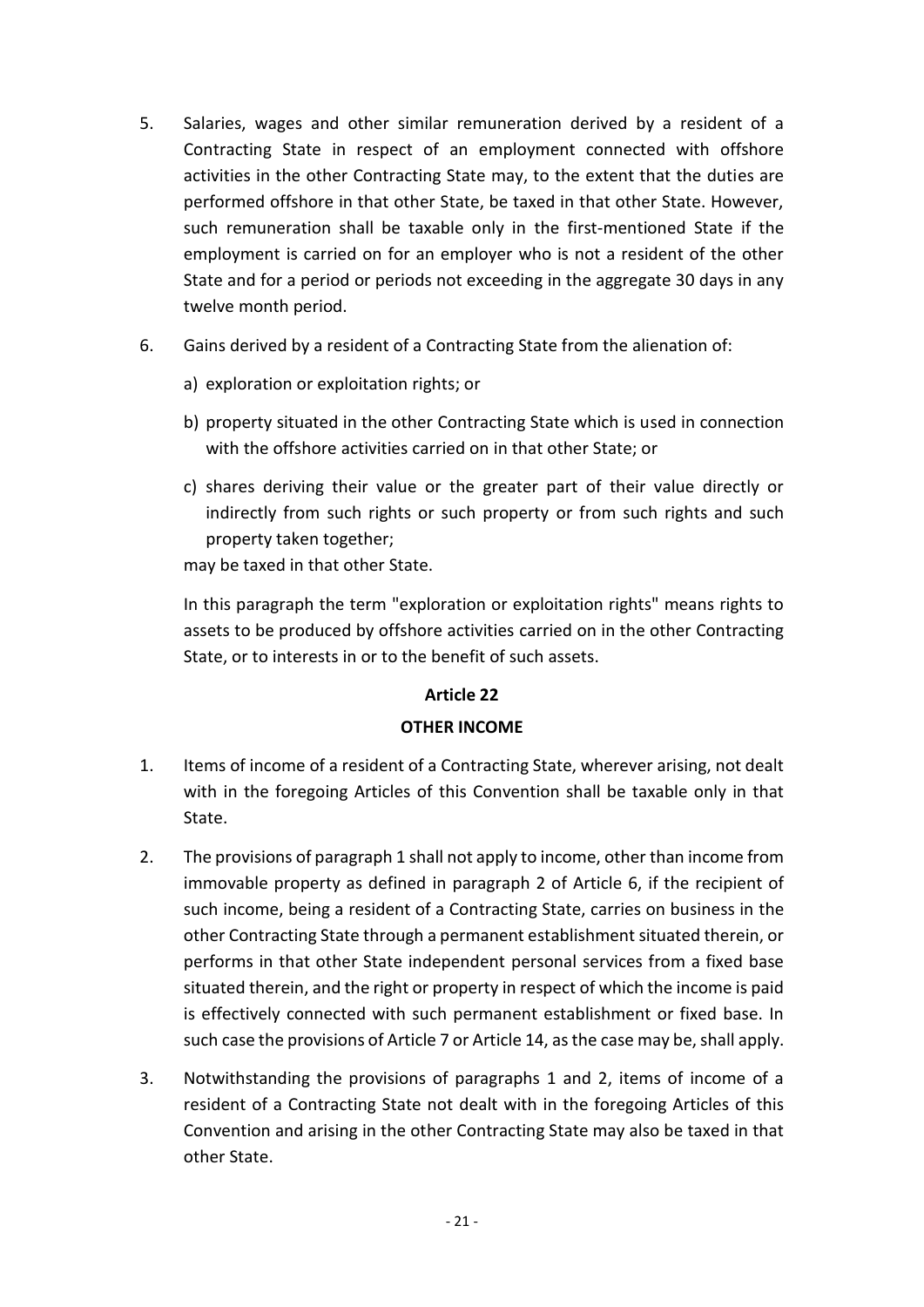5. Salaries, wages and other similar remuneration derived by a resident of a Contracting State in respect of an employment connected with offshore activities in the other Contracting State may, to the extent that the duties are performed offshore in that other State, be taxed in that other State. However, such remuneration shall be taxable only in the first-mentioned State if the employment is carried on for an employer who is not a resident of the other State and for a period or periods not exceeding in the aggregate 30 days in any twelve month period.

6. Gains derived by a resident of a Contracting State from the alienation of:

   a) exploration or exploitation rights; or

   b) property situated in the other Contracting State which is used in connection with the offshore activities carried on in that other State; or

   c) shares deriving their value or the greater part of their value directly or indirectly from such rights or such property or from such rights and such property taken together;

   may be taxed in that other State.

   In this paragraph the term "exploration or exploitation rights" means rights to assets to be produced by offshore activities carried on in the other Contracting State, or to interests in or to the benefit of such assets.

## Article 22

## OTHER INCOME

1. Items of income of a resident of a Contracting State, wherever arising, not dealt with in the foregoing Articles of this Convention shall be taxable only in that State.

2. The provisions of paragraph 1 shall not apply to income, other than income from immovable property as defined in paragraph 2 of Article 6, if the recipient of such income, being a resident of a Contracting State, carries on business in the other Contracting State through a permanent establishment situated therein, or performs in that other State independent personal services from a fixed base situated therein, and the right or property in respect of which the income is paid is effectively connected with such permanent establishment or fixed base. In such case the provisions of Article 7 or Article 14, as the case may be, shall apply.

3. Notwithstanding the provisions of paragraphs 1 and 2, items of income of a resident of a Contracting State not dealt with in the foregoing Articles of this Convention and arising in the other Contracting State may also be taxed in that other State.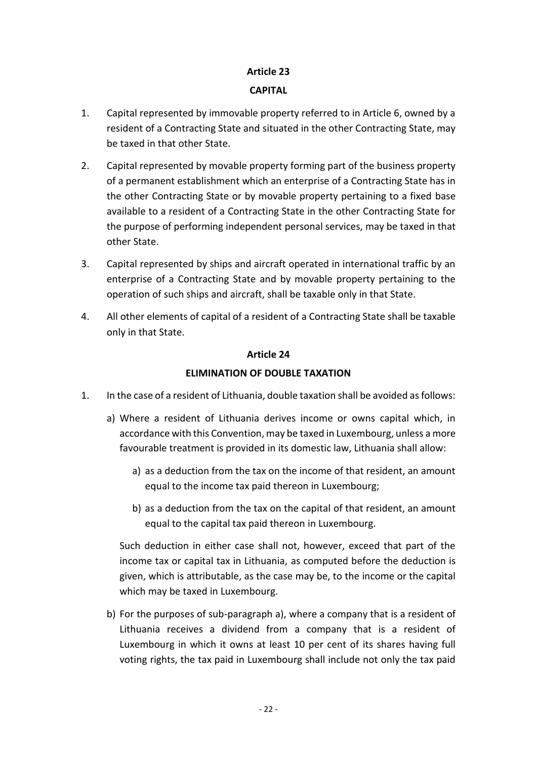## Article 23

### CAPITAL

1. Capital represented by immovable property referred to in Article 6, owned by a resident of a Contracting State and situated in the other Contracting State, may be taxed in that other State.

2. Capital represented by movable property forming part of the business property of a permanent establishment which an enterprise of a Contracting State has in the other Contracting State or by movable property pertaining to a fixed base available to a resident of a Contracting State in the other Contracting State for the purpose of performing independent personal services, may be taxed in that other State.

3. Capital represented by ships and aircraft operated in international traffic by an enterprise of a Contracting State and by movable property pertaining to the operation of such ships and aircraft, shall be taxable only in that State.

4. All other elements of capital of a resident of a Contracting State shall be taxable only in that State.

## Article 24

### ELIMINATION OF DOUBLE TAXATION

1. In the case of a resident of Lithuania, double taxation shall be avoided as follows:

   a) Where a resident of Lithuania derives income or owns capital which, in accordance with this Convention, may be taxed in Luxembourg, unless a more favourable treatment is provided in its domestic law, Lithuania shall allow:

      a) as a deduction from the tax on the income of that resident, an amount equal to the income tax paid thereon in Luxembourg;

      b) as a deduction from the tax on the capital of that resident, an amount equal to the capital tax paid thereon in Luxembourg.

   Such deduction in either case shall not, however, exceed that part of the income tax or capital tax in Lithuania, as computed before the deduction is given, which is attributable, as the case may be, to the income or the capital which may be taxed in Luxembourg.

   b) For the purposes of sub-paragraph a), where a company that is a resident of Lithuania receives a dividend from a company that is a resident of Luxembourg in which it owns at least 10 per cent of its shares having full voting rights, the tax paid in Luxembourg shall include not only the tax paid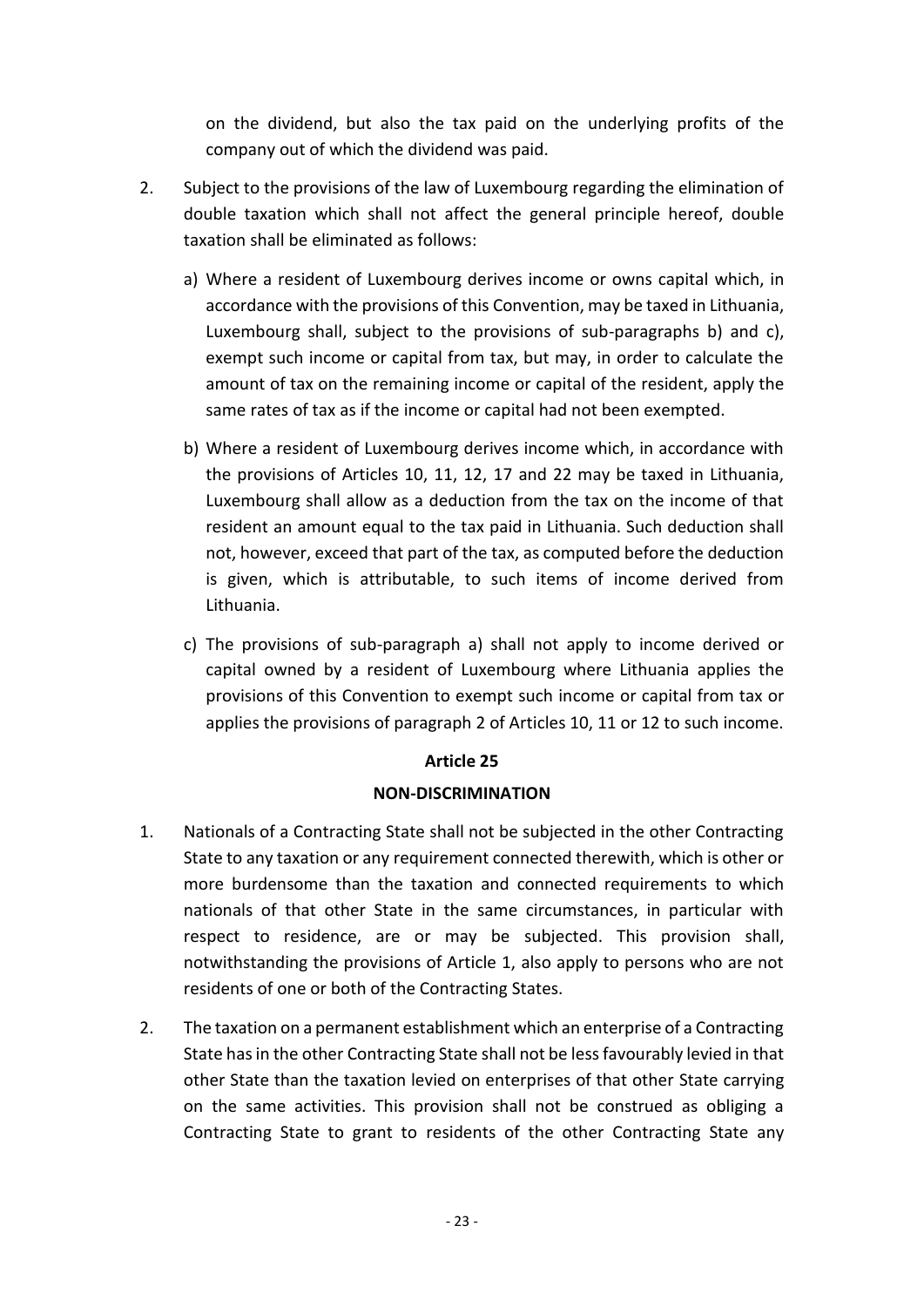on the dividend, but also the tax paid on the underlying profits of the company out of which the dividend was paid.

2. Subject to the provisions of the law of Luxembourg regarding the elimination of double taxation which shall not affect the general principle hereof, double taxation shall be eliminated as follows:

   a) Where a resident of Luxembourg derives income or owns capital which, in accordance with the provisions of this Convention, may be taxed in Lithuania, Luxembourg shall, subject to the provisions of sub-paragraphs b) and c), exempt such income or capital from tax, but may, in order to calculate the amount of tax on the remaining income or capital of the resident, apply the same rates of tax as if the income or capital had not been exempted.

   b) Where a resident of Luxembourg derives income which, in accordance with the provisions of Articles 10, 11, 12, 17 and 22 may be taxed in Lithuania, Luxembourg shall allow as a deduction from the tax on the income of that resident an amount equal to the tax paid in Lithuania. Such deduction shall not, however, exceed that part of the tax, as computed before the deduction is given, which is attributable, to such items of income derived from Lithuania.

   c) The provisions of sub-paragraph a) shall not apply to income derived or capital owned by a resident of Luxembourg where Lithuania applies the provisions of this Convention to exempt such income or capital from tax or applies the provisions of paragraph 2 of Articles 10, 11 or 12 to such income.

## Article 25

## NON-DISCRIMINATION

1. Nationals of a Contracting State shall not be subjected in the other Contracting State to any taxation or any requirement connected therewith, which is other or more burdensome than the taxation and connected requirements to which nationals of that other State in the same circumstances, in particular with respect to residence, are or may be subjected. This provision shall, notwithstanding the provisions of Article 1, also apply to persons who are not residents of one or both of the Contracting States.

2. The taxation on a permanent establishment which an enterprise of a Contracting State has in the other Contracting State shall not be less favourably levied in that other State than the taxation levied on enterprises of that other State carrying on the same activities. This provision shall not be construed as obliging a Contracting State to grant to residents of the other Contracting State any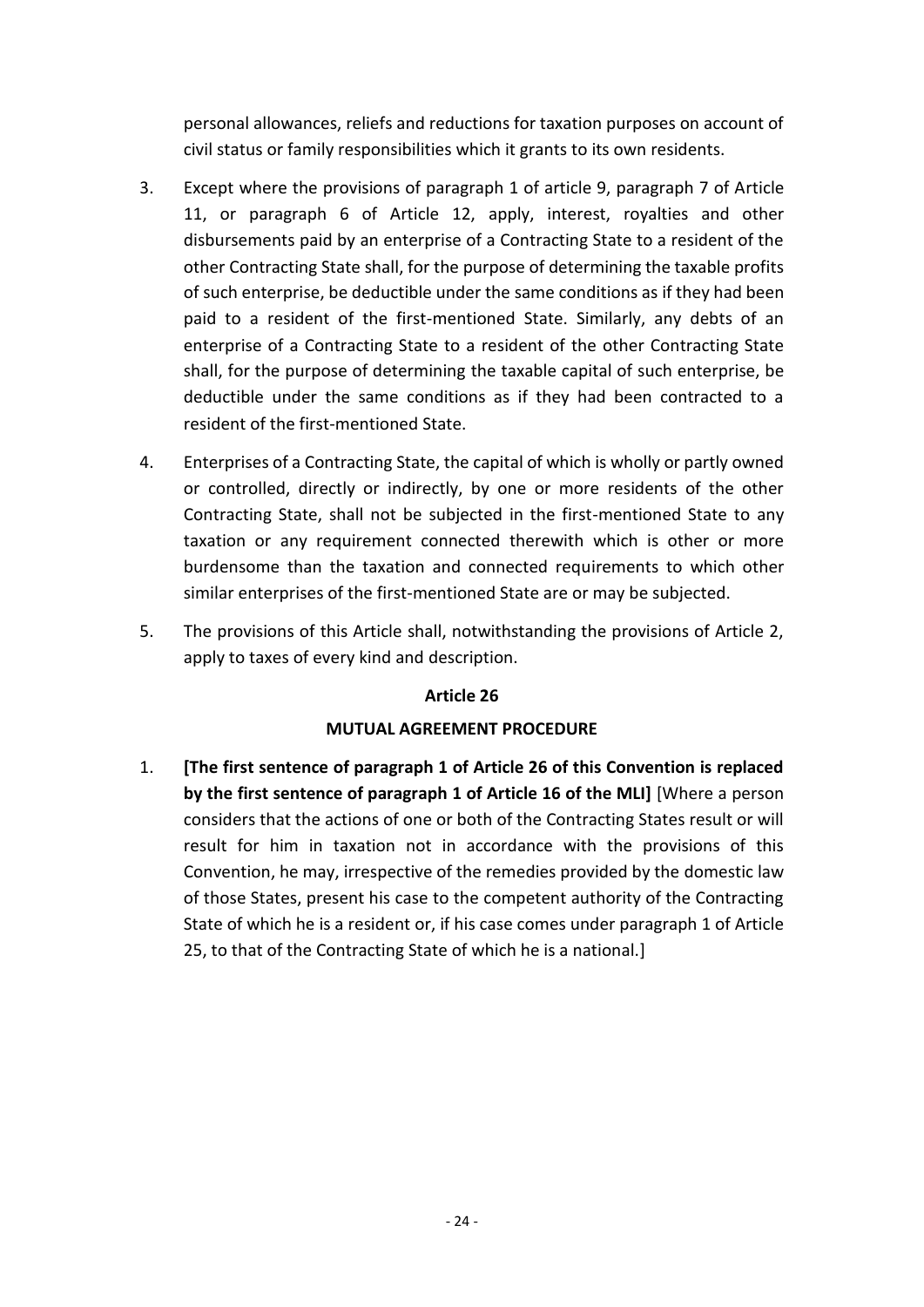personal allowances, reliefs and reductions for taxation purposes on account of civil status or family responsibilities which it grants to its own residents.

3. Except where the provisions of paragraph 1 of article 9, paragraph 7 of Article 11, or paragraph 6 of Article 12, apply, interest, royalties and other disbursements paid by an enterprise of a Contracting State to a resident of the other Contracting State shall, for the purpose of determining the taxable profits of such enterprise, be deductible under the same conditions as if they had been paid to a resident of the first-mentioned State. Similarly, any debts of an enterprise of a Contracting State to a resident of the other Contracting State shall, for the purpose of determining the taxable capital of such enterprise, be deductible under the same conditions as if they had been contracted to a resident of the first-mentioned State.

4. Enterprises of a Contracting State, the capital of which is wholly or partly owned or controlled, directly or indirectly, by one or more residents of the other Contracting State, shall not be subjected in the first-mentioned State to any taxation or any requirement connected therewith which is other or more burdensome than the taxation and connected requirements to which other similar enterprises of the first-mentioned State are or may be subjected.

5. The provisions of this Article shall, notwithstanding the provisions of Article 2, apply to taxes of every kind and description.

**Article 26**

**MUTUAL AGREEMENT PROCEDURE**

1. **[The first sentence of paragraph 1 of Article 26 of this Convention is replaced by the first sentence of paragraph 1 of Article 16 of the MLI]** [Where a person considers that the actions of one or both of the Contracting States result or will result for him in taxation not in accordance with the provisions of this Convention, he may, irrespective of the remedies provided by the domestic law of those States, present his case to the competent authority of the Contracting State of which he is a resident or, if his case comes under paragraph 1 of Article 25, to that of the Contracting State of which he is a national.]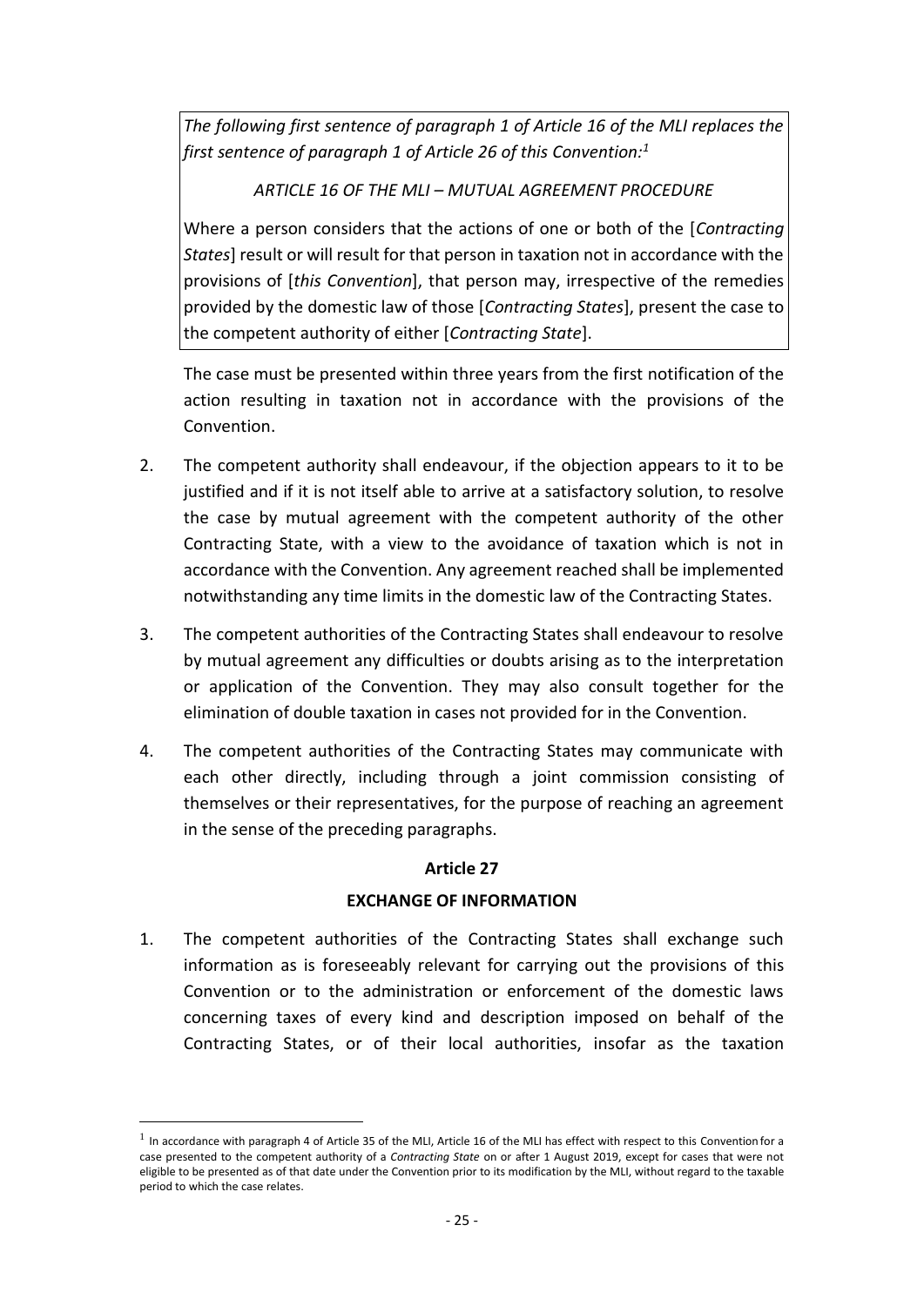*The following first sentence of paragraph 1 of Article 16 of the MLI replaces the first sentence of paragraph 1 of Article 26 of this Convention:*[1]

*ARTICLE 16 OF THE MLI – MUTUAL AGREEMENT PROCEDURE*

Where a person considers that the actions of one or both of the [*Contracting States*] result or will result for that person in taxation not in accordance with the provisions of [*this Convention*], that person may, irrespective of the remedies provided by the domestic law of those [*Contracting States*], present the case to the competent authority of either [*Contracting State*].

The case must be presented within three years from the first notification of the action resulting in taxation not in accordance with the provisions of the Convention.

2. The competent authority shall endeavour, if the objection appears to it to be justified and if it is not itself able to arrive at a satisfactory solution, to resolve the case by mutual agreement with the competent authority of the other Contracting State, with a view to the avoidance of taxation which is not in accordance with the Convention. Any agreement reached shall be implemented notwithstanding any time limits in the domestic law of the Contracting States.

3. The competent authorities of the Contracting States shall endeavour to resolve by mutual agreement any difficulties or doubts arising as to the interpretation or application of the Convention. They may also consult together for the elimination of double taxation in cases not provided for in the Convention.

4. The competent authorities of the Contracting States may communicate with each other directly, including through a joint commission consisting of themselves or their representatives, for the purpose of reaching an agreement in the sense of the preceding paragraphs.

**Article 27**

**EXCHANGE OF INFORMATION**

1. The competent authorities of the Contracting States shall exchange such information as is foreseeably relevant for carrying out the provisions of this Convention or to the administration or enforcement of the domestic laws concerning taxes of every kind and description imposed on behalf of the Contracting States, or of their local authorities, insofar as the taxation

---

[1] In accordance with paragraph 4 of Article 35 of the MLI, Article 16 of the MLI has effect with respect to this Convention for a case presented to the competent authority of a *Contracting State* on or after 1 August 2019, except for cases that were not eligible to be presented as of that date under the Convention prior to its modification by the MLI, without regard to the taxable period to which the case relates.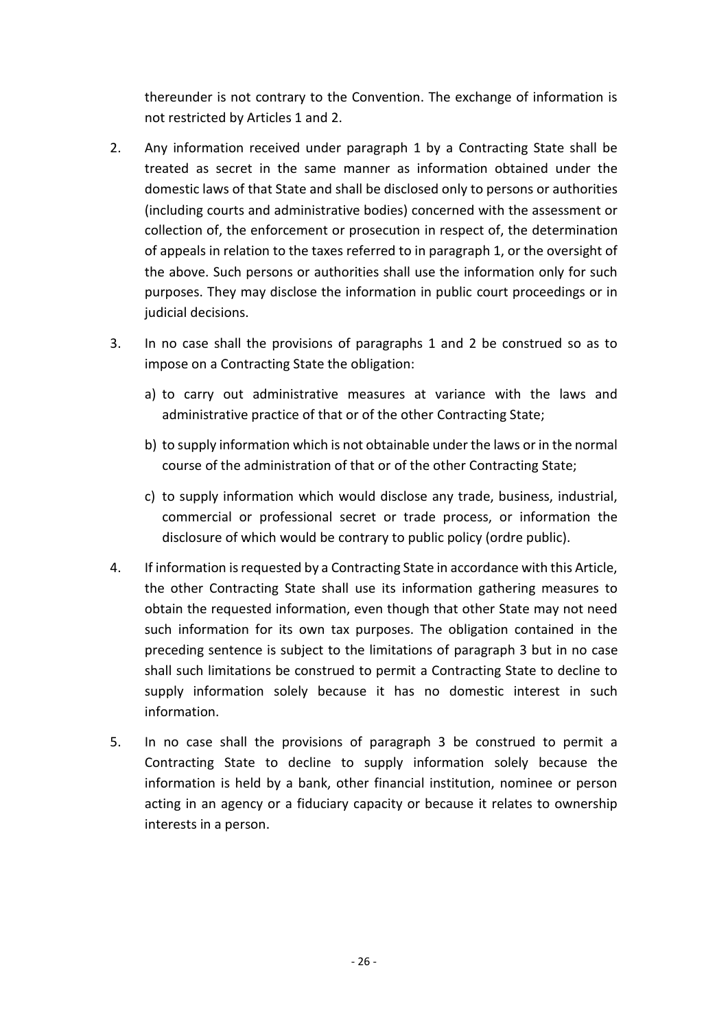thereunder is not contrary to the Convention. The exchange of information is not restricted by Articles 1 and 2.

2. Any information received under paragraph 1 by a Contracting State shall be treated as secret in the same manner as information obtained under the domestic laws of that State and shall be disclosed only to persons or authorities (including courts and administrative bodies) concerned with the assessment or collection of, the enforcement or prosecution in respect of, the determination of appeals in relation to the taxes referred to in paragraph 1, or the oversight of the above. Such persons or authorities shall use the information only for such purposes. They may disclose the information in public court proceedings or in judicial decisions.

3. In no case shall the provisions of paragraphs 1 and 2 be construed so as to impose on a Contracting State the obligation:

   a) to carry out administrative measures at variance with the laws and administrative practice of that or of the other Contracting State;

   b) to supply information which is not obtainable under the laws or in the normal course of the administration of that or of the other Contracting State;

   c) to supply information which would disclose any trade, business, industrial, commercial or professional secret or trade process, or information the disclosure of which would be contrary to public policy (ordre public).

4. If information is requested by a Contracting State in accordance with this Article, the other Contracting State shall use its information gathering measures to obtain the requested information, even though that other State may not need such information for its own tax purposes. The obligation contained in the preceding sentence is subject to the limitations of paragraph 3 but in no case shall such limitations be construed to permit a Contracting State to decline to supply information solely because it has no domestic interest in such information.

5. In no case shall the provisions of paragraph 3 be construed to permit a Contracting State to decline to supply information solely because the information is held by a bank, other financial institution, nominee or person acting in an agency or a fiduciary capacity or because it relates to ownership interests in a person.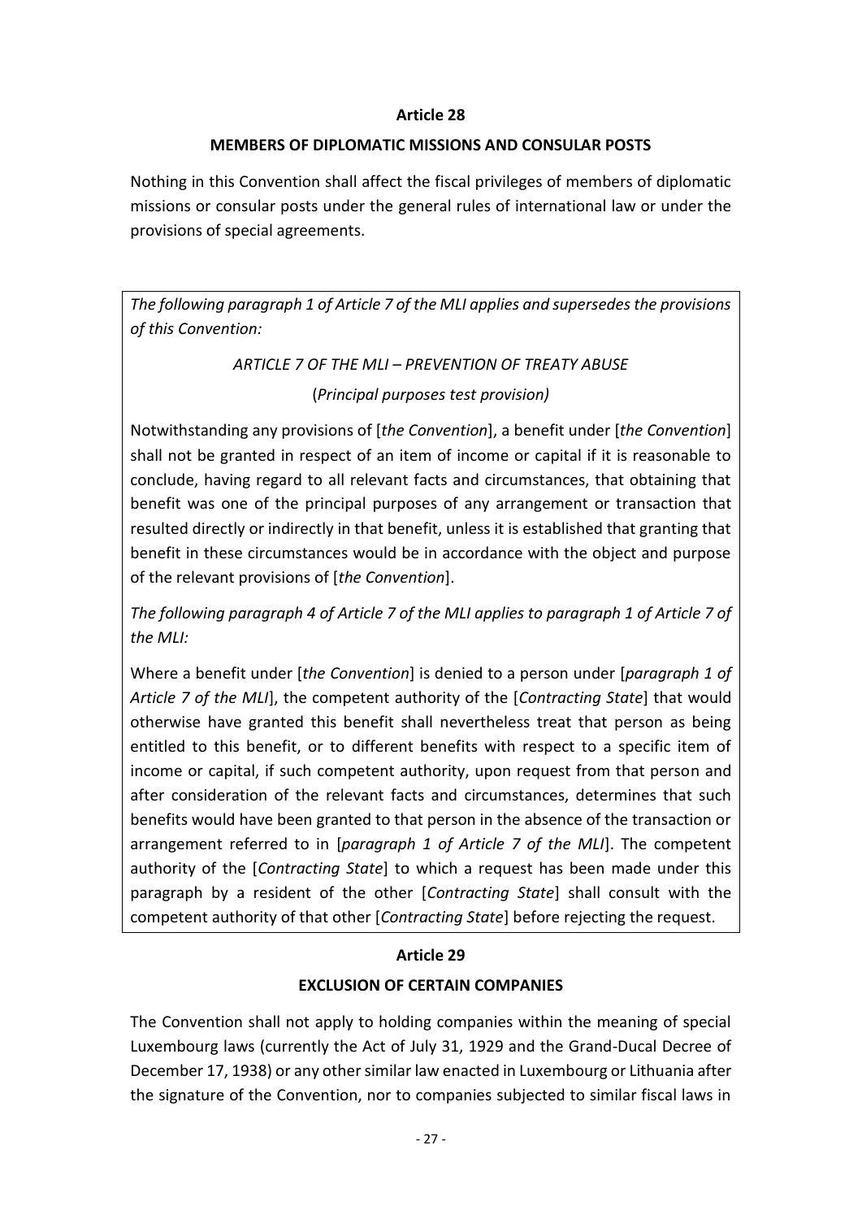**Article 28**

**MEMBERS OF DIPLOMATIC MISSIONS AND CONSULAR POSTS**

Nothing in this Convention shall affect the fiscal privileges of members of diplomatic missions or consular posts under the general rules of international law or under the provisions of special agreements.

*The following paragraph 1 of Article 7 of the MLI applies and supersedes the provisions of this Convention:*

*ARTICLE 7 OF THE MLI – PREVENTION OF TREATY ABUSE*

(*Principal purposes test provision)*

Notwithstanding any provisions of [*the Convention*], a benefit under [*the Convention*] shall not be granted in respect of an item of income or capital if it is reasonable to conclude, having regard to all relevant facts and circumstances, that obtaining that benefit was one of the principal purposes of any arrangement or transaction that resulted directly or indirectly in that benefit, unless it is established that granting that benefit in these circumstances would be in accordance with the object and purpose of the relevant provisions of [*the Convention*].

*The following paragraph 4 of Article 7 of the MLI applies to paragraph 1 of Article 7 of the MLI:*

Where a benefit under [*the Convention*] is denied to a person under [*paragraph 1 of Article 7 of the MLI*], the competent authority of the [*Contracting State*] that would otherwise have granted this benefit shall nevertheless treat that person as being entitled to this benefit, or to different benefits with respect to a specific item of income or capital, if such competent authority, upon request from that person and after consideration of the relevant facts and circumstances, determines that such benefits would have been granted to that person in the absence of the transaction or arrangement referred to in [*paragraph 1 of Article 7 of the MLI*]. The competent authority of the [*Contracting State*] to which a request has been made under this paragraph by a resident of the other [*Contracting State*] shall consult with the competent authority of that other [*Contracting State*] before rejecting the request.

**Article 29**

**EXCLUSION OF CERTAIN COMPANIES**

The Convention shall not apply to holding companies within the meaning of special Luxembourg laws (currently the Act of July 31, 1929 and the Grand-Ducal Decree of December 17, 1938) or any other similar law enacted in Luxembourg or Lithuania after the signature of the Convention, nor to companies subjected to similar fiscal laws in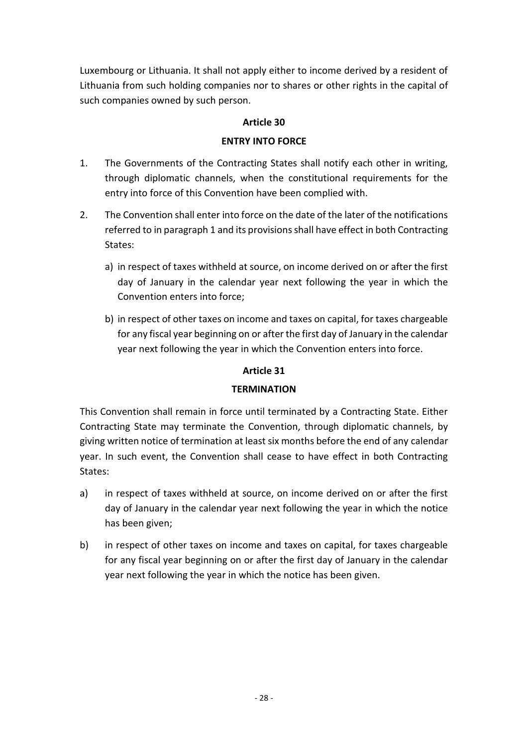Luxembourg or Lithuania. It shall not apply either to income derived by a resident of Lithuania from such holding companies nor to shares or other rights in the capital of such companies owned by such person.

## Article 30

## ENTRY INTO FORCE

1. The Governments of the Contracting States shall notify each other in writing, through diplomatic channels, when the constitutional requirements for the entry into force of this Convention have been complied with.

2. The Convention shall enter into force on the date of the later of the notifications referred to in paragraph 1 and its provisions shall have effect in both Contracting States:

   a) in respect of taxes withheld at source, on income derived on or after the first day of January in the calendar year next following the year in which the Convention enters into force;

   b) in respect of other taxes on income and taxes on capital, for taxes chargeable for any fiscal year beginning on or after the first day of January in the calendar year next following the year in which the Convention enters into force.

## Article 31

## TERMINATION

This Convention shall remain in force until terminated by a Contracting State. Either Contracting State may terminate the Convention, through diplomatic channels, by giving written notice of termination at least six months before the end of any calendar year. In such event, the Convention shall cease to have effect in both Contracting States:

a) in respect of taxes withheld at source, on income derived on or after the first day of January in the calendar year next following the year in which the notice has been given;

b) in respect of other taxes on income and taxes on capital, for taxes chargeable for any fiscal year beginning on or after the first day of January in the calendar year next following the year in which the notice has been given.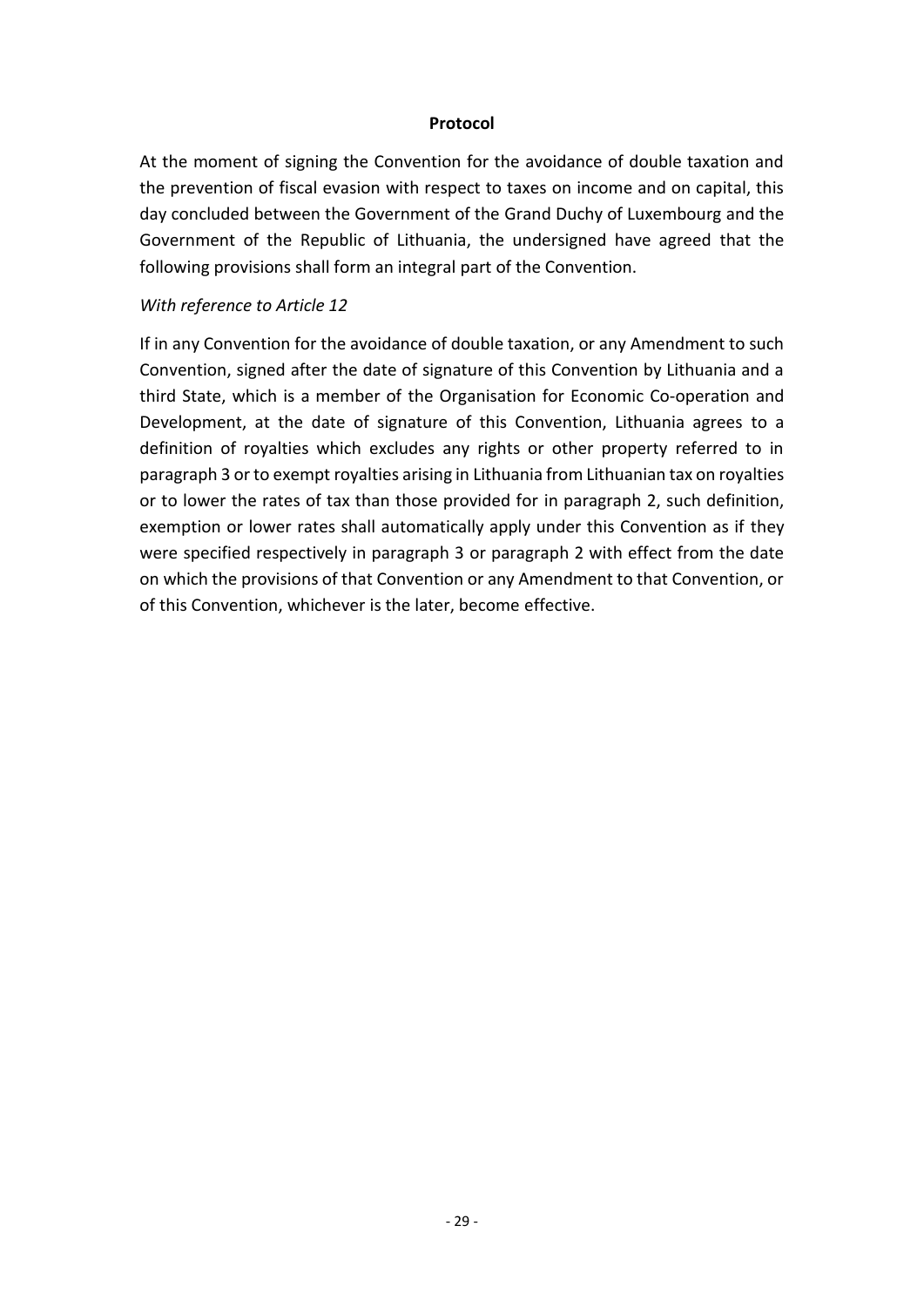# Protocol

At the moment of signing the Convention for the avoidance of double taxation and the prevention of fiscal evasion with respect to taxes on income and on capital, this day concluded between the Government of the Grand Duchy of Luxembourg and the Government of the Republic of Lithuania, the undersigned have agreed that the following provisions shall form an integral part of the Convention.

*With reference to Article 12*

If in any Convention for the avoidance of double taxation, or any Amendment to such Convention, signed after the date of signature of this Convention by Lithuania and a third State, which is a member of the Organisation for Economic Co-operation and Development, at the date of signature of this Convention, Lithuania agrees to a definition of royalties which excludes any rights or other property referred to in paragraph 3 or to exempt royalties arising in Lithuania from Lithuanian tax on royalties or to lower the rates of tax than those provided for in paragraph 2, such definition, exemption or lower rates shall automatically apply under this Convention as if they were specified respectively in paragraph 3 or paragraph 2 with effect from the date on which the provisions of that Convention or any Amendment to that Convention, or of this Convention, whichever is the later, become effective.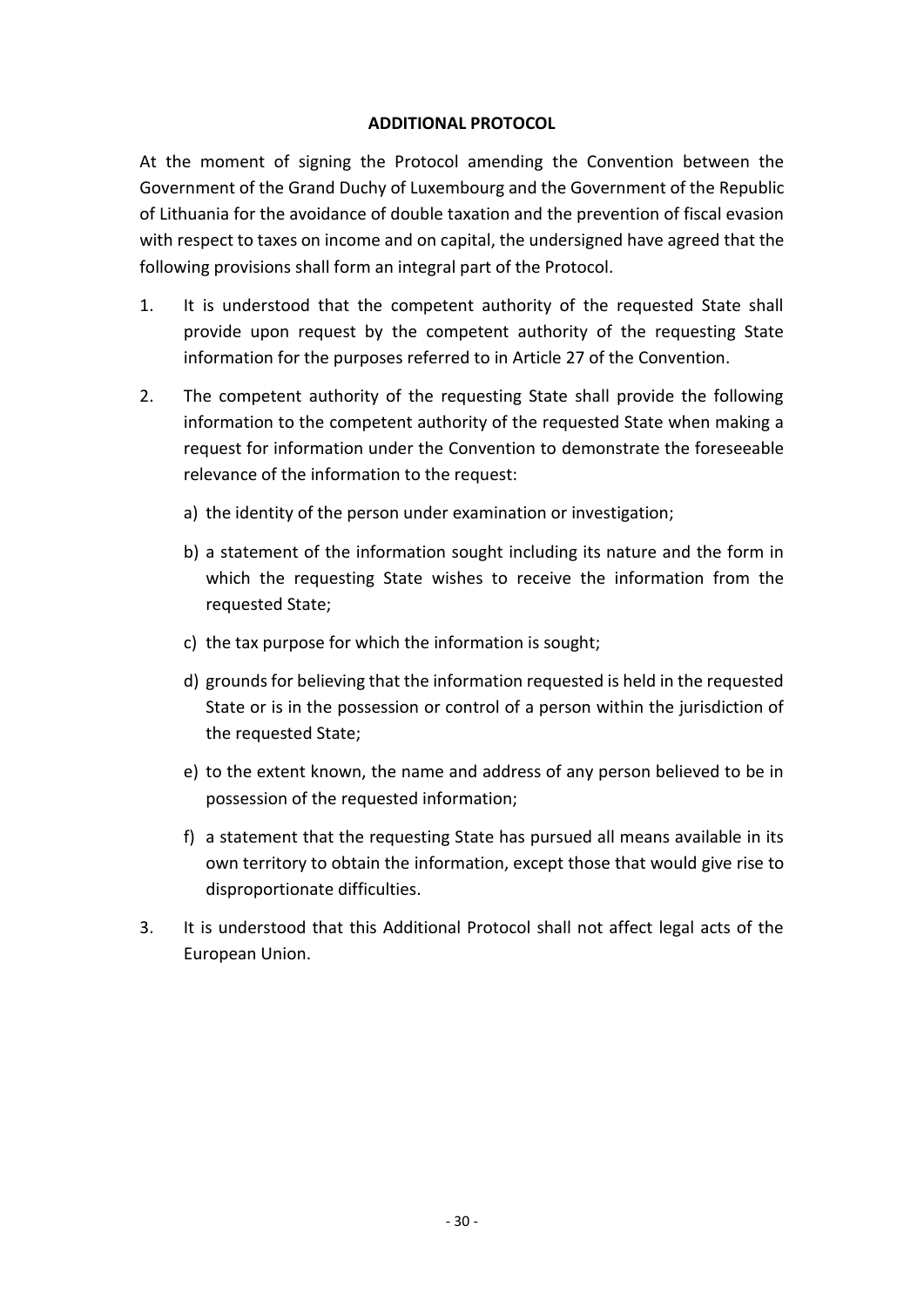## ADDITIONAL PROTOCOL

At the moment of signing the Protocol amending the Convention between the Government of the Grand Duchy of Luxembourg and the Government of the Republic of Lithuania for the avoidance of double taxation and the prevention of fiscal evasion with respect to taxes on income and on capital, the undersigned have agreed that the following provisions shall form an integral part of the Protocol.

1. It is understood that the competent authority of the requested State shall provide upon request by the competent authority of the requesting State information for the purposes referred to in Article 27 of the Convention.

2. The competent authority of the requesting State shall provide the following information to the competent authority of the requested State when making a request for information under the Convention to demonstrate the foreseeable relevance of the information to the request:

   a) the identity of the person under examination or investigation;

   b) a statement of the information sought including its nature and the form in which the requesting State wishes to receive the information from the requested State;

   c) the tax purpose for which the information is sought;

   d) grounds for believing that the information requested is held in the requested State or is in the possession or control of a person within the jurisdiction of the requested State;

   e) to the extent known, the name and address of any person believed to be in possession of the requested information;

   f) a statement that the requesting State has pursued all means available in its own territory to obtain the information, except those that would give rise to disproportionate difficulties.

3. It is understood that this Additional Protocol shall not affect legal acts of the European Union.